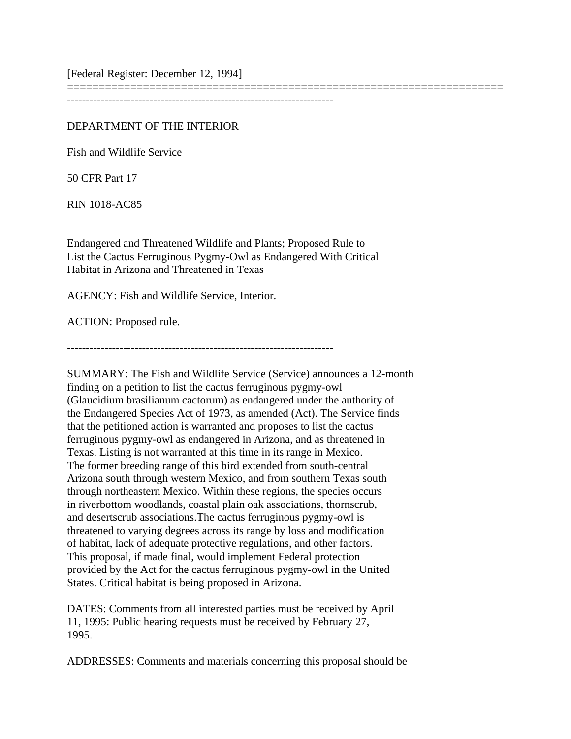[Federal Register: December 12, 1994]

======================================================================

-----------------------------------------------------------------------

DEPARTMENT OF THE INTERIOR

Fish and Wildlife Service

50 CFR Part 17

RIN 1018-AC85

Endangered and Threatened Wildlife and Plants; Proposed Rule to List the Cactus Ferruginous Pygmy-Owl as Endangered With Critical Habitat in Arizona and Threatened in Texas

AGENCY: Fish and Wildlife Service, Interior.

ACTION: Proposed rule.

-----------------------------------------------------------------------

SUMMARY: The Fish and Wildlife Service (Service) announces a 12-month finding on a petition to list the cactus ferruginous pygmy-owl (Glaucidium brasilianum cactorum) as endangered under the authority of the Endangered Species Act of 1973, as amended (Act). The Service finds that the petitioned action is warranted and proposes to list the cactus ferruginous pygmy-owl as endangered in Arizona, and as threatened in Texas. Listing is not warranted at this time in its range in Mexico. The former breeding range of this bird extended from south-central Arizona south through western Mexico, and from southern Texas south through northeastern Mexico. Within these regions, the species occurs in riverbottom woodlands, coastal plain oak associations, thornscrub, and desertscrub associations.The cactus ferruginous pygmy-owl is threatened to varying degrees across its range by loss and modification of habitat, lack of adequate protective regulations, and other factors. This proposal, if made final, would implement Federal protection provided by the Act for the cactus ferruginous pygmy-owl in the United States. Critical habitat is being proposed in Arizona.

DATES: Comments from all interested parties must be received by April 11, 1995: Public hearing requests must be received by February 27, 1995.

ADDRESSES: Comments and materials concerning this proposal should be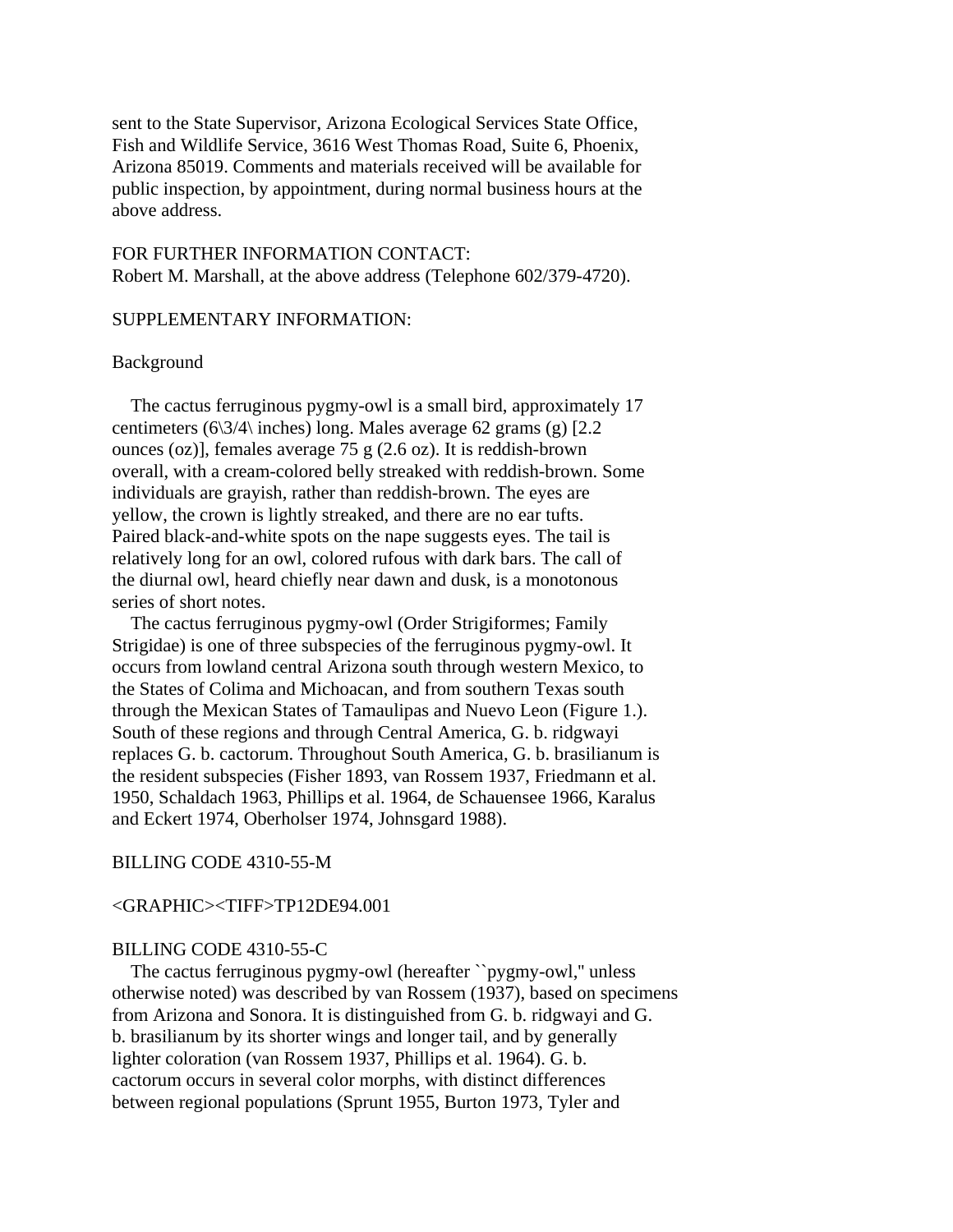sent to the State Supervisor, Arizona Ecological Services State Office, Fish and Wildlife Service, 3616 West Thomas Road, Suite 6, Phoenix, Arizona 85019. Comments and materials received will be available for public inspection, by appointment, during normal business hours at the above address.

FOR FURTHER INFORMATION CONTACT:
Robert M. Marshall, at the above address (Telephone 602/379-4720).

SUPPLEMENTARY INFORMATION:

Background

The cactus ferruginous pygmy-owl is a small bird, approximately 17 centimeters (6\3/4\ inches) long. Males average 62 grams (g) [2.2 ounces (oz)], females average 75 g (2.6 oz). It is reddish-brown overall, with a cream-colored belly streaked with reddish-brown. Some individuals are grayish, rather than reddish-brown. The eyes are yellow, the crown is lightly streaked, and there are no ear tufts. Paired black-and-white spots on the nape suggests eyes. The tail is relatively long for an owl, colored rufous with dark bars. The call of the diurnal owl, heard chiefly near dawn and dusk, is a monotonous series of short notes.

The cactus ferruginous pygmy-owl (Order Strigiformes; Family Strigidae) is one of three subspecies of the ferruginous pygmy-owl. It occurs from lowland central Arizona south through western Mexico, to the States of Colima and Michoacan, and from southern Texas south through the Mexican States of Tamaulipas and Nuevo Leon (Figure 1.). South of these regions and through Central America, G. b. ridgwayi replaces G. b. cactorum. Throughout South America, G. b. brasilianum is the resident subspecies (Fisher 1893, van Rossem 1937, Friedmann et al. 1950, Schaldach 1963, Phillips et al. 1964, de Schauensee 1966, Karalus and Eckert 1974, Oberholser 1974, Johnsgard 1988).

BILLING CODE 4310-55-M

<GRAPHIC><TIFF>TP12DE94.001

BILLING CODE 4310-55-C

The cactus ferruginous pygmy-owl (hereafter ``pygmy-owl,'' unless otherwise noted) was described by van Rossem (1937), based on specimens from Arizona and Sonora. It is distinguished from G. b. ridgwayi and G. b. brasilianum by its shorter wings and longer tail, and by generally lighter coloration (van Rossem 1937, Phillips et al. 1964). G. b. cactorum occurs in several color morphs, with distinct differences between regional populations (Sprunt 1955, Burton 1973, Tyler and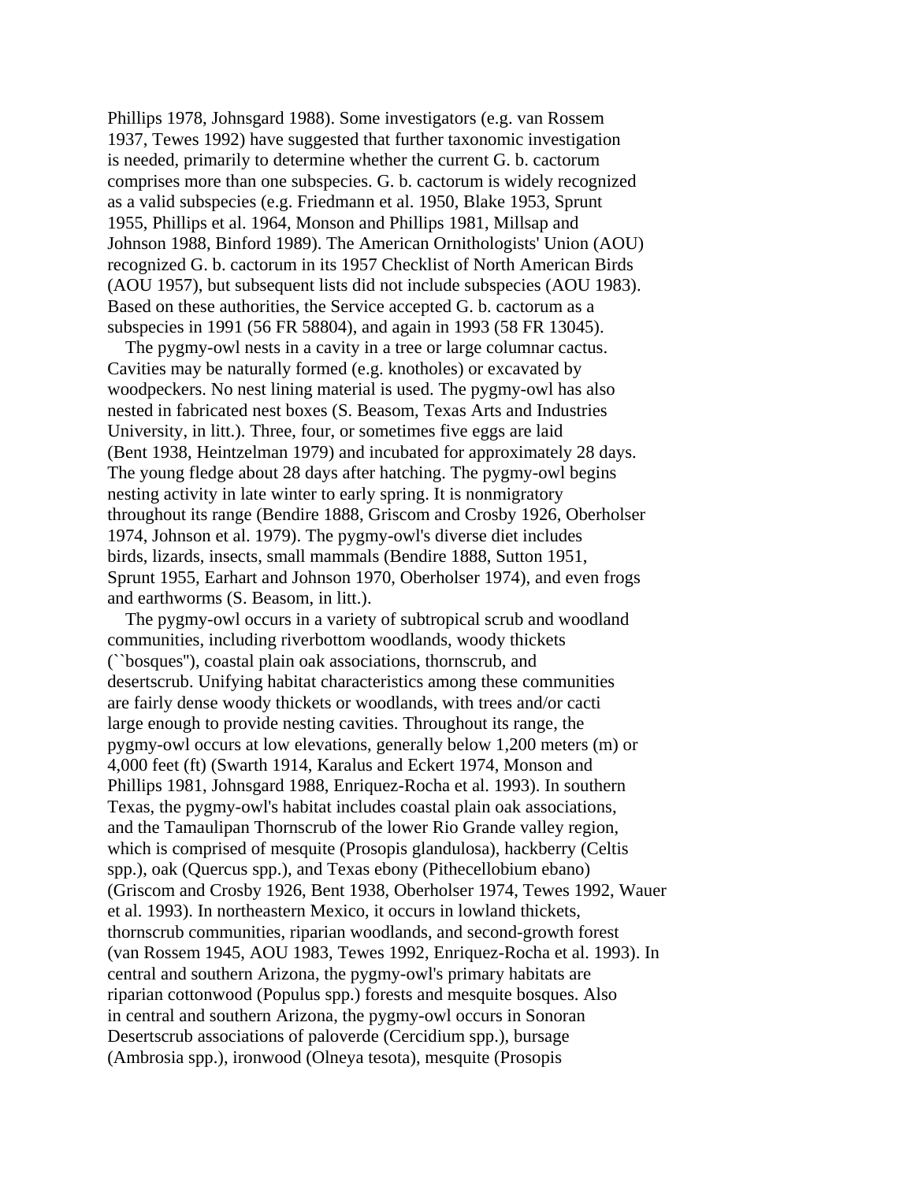Phillips 1978, Johnsgard 1988). Some investigators (e.g. van Rossem 1937, Tewes 1992) have suggested that further taxonomic investigation is needed, primarily to determine whether the current G. b. cactorum comprises more than one subspecies. G. b. cactorum is widely recognized as a valid subspecies (e.g. Friedmann et al. 1950, Blake 1953, Sprunt 1955, Phillips et al. 1964, Monson and Phillips 1981, Millsap and Johnson 1988, Binford 1989). The American Ornithologists' Union (AOU) recognized G. b. cactorum in its 1957 Checklist of North American Birds (AOU 1957), but subsequent lists did not include subspecies (AOU 1983). Based on these authorities, the Service accepted G. b. cactorum as a subspecies in 1991 (56 FR 58804), and again in 1993 (58 FR 13045).

The pygmy-owl nests in a cavity in a tree or large columnar cactus. Cavities may be naturally formed (e.g. knotholes) or excavated by woodpeckers. No nest lining material is used. The pygmy-owl has also nested in fabricated nest boxes (S. Beasom, Texas Arts and Industries University, in litt.). Three, four, or sometimes five eggs are laid (Bent 1938, Heintzelman 1979) and incubated for approximately 28 days. The young fledge about 28 days after hatching. The pygmy-owl begins nesting activity in late winter to early spring. It is nonmigratory throughout its range (Bendire 1888, Griscom and Crosby 1926, Oberholser 1974, Johnson et al. 1979). The pygmy-owl's diverse diet includes birds, lizards, insects, small mammals (Bendire 1888, Sutton 1951, Sprunt 1955, Earhart and Johnson 1970, Oberholser 1974), and even frogs and earthworms (S. Beasom, in litt.).

The pygmy-owl occurs in a variety of subtropical scrub and woodland communities, including riverbottom woodlands, woody thickets (``bosques''), coastal plain oak associations, thornscrub, and desertscrub. Unifying habitat characteristics among these communities are fairly dense woody thickets or woodlands, with trees and/or cacti large enough to provide nesting cavities. Throughout its range, the pygmy-owl occurs at low elevations, generally below 1,200 meters (m) or 4,000 feet (ft) (Swarth 1914, Karalus and Eckert 1974, Monson and Phillips 1981, Johnsgard 1988, Enriquez-Rocha et al. 1993). In southern Texas, the pygmy-owl's habitat includes coastal plain oak associations, and the Tamaulipan Thornscrub of the lower Rio Grande valley region, which is comprised of mesquite (Prosopis glandulosa), hackberry (Celtis spp.), oak (Quercus spp.), and Texas ebony (Pithecellobium ebano) (Griscom and Crosby 1926, Bent 1938, Oberholser 1974, Tewes 1992, Wauer et al. 1993). In northeastern Mexico, it occurs in lowland thickets, thornscrub communities, riparian woodlands, and second-growth forest (van Rossem 1945, AOU 1983, Tewes 1992, Enriquez-Rocha et al. 1993). In central and southern Arizona, the pygmy-owl's primary habitats are riparian cottonwood (Populus spp.) forests and mesquite bosques. Also in central and southern Arizona, the pygmy-owl occurs in Sonoran Desertscrub associations of paloverde (Cercidium spp.), bursage (Ambrosia spp.), ironwood (Olneya tesota), mesquite (Prosopis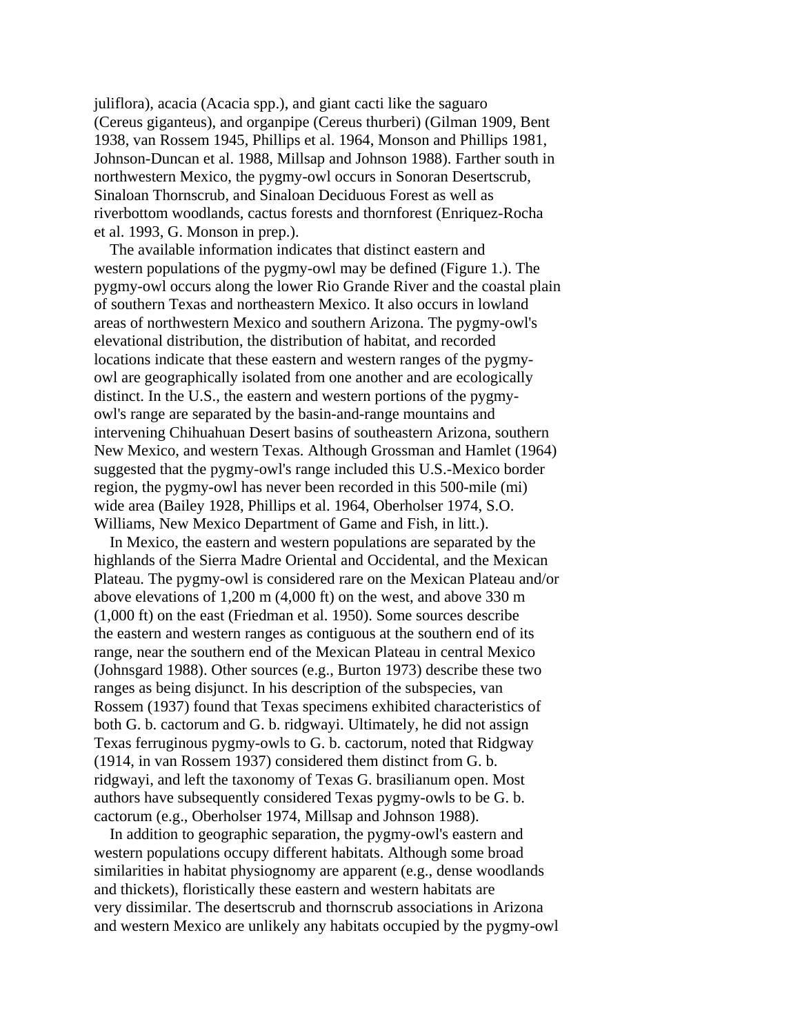juliflora), acacia (Acacia spp.), and giant cacti like the saguaro (Cereus giganteus), and organpipe (Cereus thurberi) (Gilman 1909, Bent 1938, van Rossem 1945, Phillips et al. 1964, Monson and Phillips 1981, Johnson-Duncan et al. 1988, Millsap and Johnson 1988). Farther south in northwestern Mexico, the pygmy-owl occurs in Sonoran Desertscrub, Sinaloan Thornscrub, and Sinaloan Deciduous Forest as well as riverbottom woodlands, cactus forests and thornforest (Enriquez-Rocha et al. 1993, G. Monson in prep.).

The available information indicates that distinct eastern and western populations of the pygmy-owl may be defined (Figure 1.). The pygmy-owl occurs along the lower Rio Grande River and the coastal plain of southern Texas and northeastern Mexico. It also occurs in lowland areas of northwestern Mexico and southern Arizona. The pygmy-owl's elevational distribution, the distribution of habitat, and recorded locations indicate that these eastern and western ranges of the pygmy-owl are geographically isolated from one another and are ecologically distinct. In the U.S., the eastern and western portions of the pygmy-owl's range are separated by the basin-and-range mountains and intervening Chihuahuan Desert basins of southeastern Arizona, southern New Mexico, and western Texas. Although Grossman and Hamlet (1964) suggested that the pygmy-owl's range included this U.S.-Mexico border region, the pygmy-owl has never been recorded in this 500-mile (mi) wide area (Bailey 1928, Phillips et al. 1964, Oberholser 1974, S.O. Williams, New Mexico Department of Game and Fish, in litt.).

In Mexico, the eastern and western populations are separated by the highlands of the Sierra Madre Oriental and Occidental, and the Mexican Plateau. The pygmy-owl is considered rare on the Mexican Plateau and/or above elevations of 1,200 m (4,000 ft) on the west, and above 330 m (1,000 ft) on the east (Friedman et al. 1950). Some sources describe the eastern and western ranges as contiguous at the southern end of its range, near the southern end of the Mexican Plateau in central Mexico (Johnsgard 1988). Other sources (e.g., Burton 1973) describe these two ranges as being disjunct. In his description of the subspecies, van Rossem (1937) found that Texas specimens exhibited characteristics of both G. b. cactorum and G. b. ridgwayi. Ultimately, he did not assign Texas ferruginous pygmy-owls to G. b. cactorum, noted that Ridgway (1914, in van Rossem 1937) considered them distinct from G. b. ridgwayi, and left the taxonomy of Texas G. brasilianum open. Most authors have subsequently considered Texas pygmy-owls to be G. b. cactorum (e.g., Oberholser 1974, Millsap and Johnson 1988).

In addition to geographic separation, the pygmy-owl's eastern and western populations occupy different habitats. Although some broad similarities in habitat physiognomy are apparent (e.g., dense woodlands and thickets), floristically these eastern and western habitats are very dissimilar. The desertscrub and thornscrub associations in Arizona and western Mexico are unlikely any habitats occupied by the pygmy-owl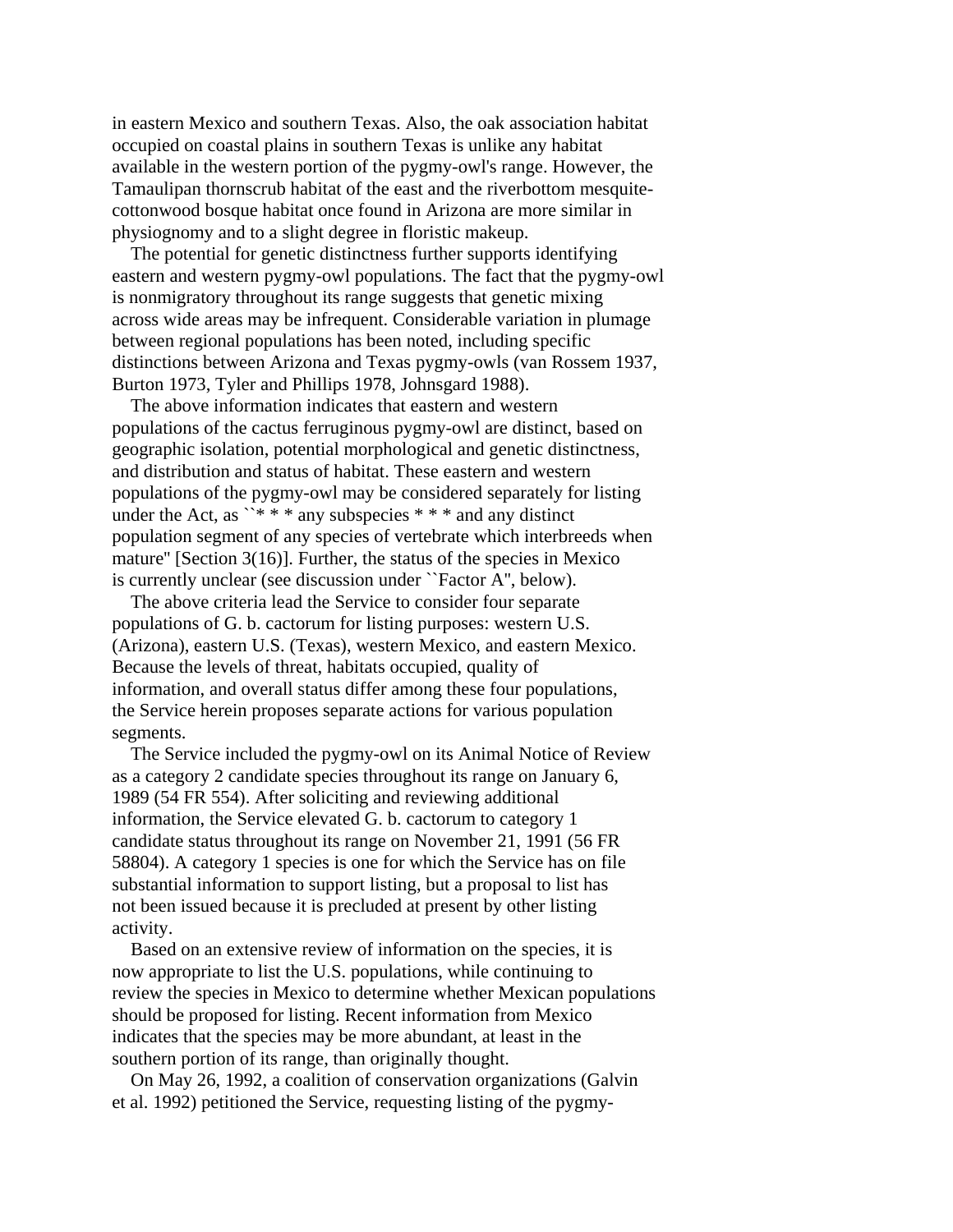in eastern Mexico and southern Texas. Also, the oak association habitat occupied on coastal plains in southern Texas is unlike any habitat available in the western portion of the pygmy-owl's range. However, the Tamaulipan thornscrub habitat of the east and the riverbottom mesquite-cottonwood bosque habitat once found in Arizona are more similar in physiognomy and to a slight degree in floristic makeup.

The potential for genetic distinctness further supports identifying eastern and western pygmy-owl populations. The fact that the pygmy-owl is nonmigratory throughout its range suggests that genetic mixing across wide areas may be infrequent. Considerable variation in plumage between regional populations has been noted, including specific distinctions between Arizona and Texas pygmy-owls (van Rossem 1937, Burton 1973, Tyler and Phillips 1978, Johnsgard 1988).

The above information indicates that eastern and western populations of the cactus ferruginous pygmy-owl are distinct, based on geographic isolation, potential morphological and genetic distinctness, and distribution and status of habitat. These eastern and western populations of the pygmy-owl may be considered separately for listing under the Act, as ``* * * any subspecies * * * and any distinct population segment of any species of vertebrate which interbreeds when mature'' [Section 3(16)]. Further, the status of the species in Mexico is currently unclear (see discussion under ``Factor A'', below).

The above criteria lead the Service to consider four separate populations of G. b. cactorum for listing purposes: western U.S. (Arizona), eastern U.S. (Texas), western Mexico, and eastern Mexico. Because the levels of threat, habitats occupied, quality of information, and overall status differ among these four populations, the Service herein proposes separate actions for various population segments.

The Service included the pygmy-owl on its Animal Notice of Review as a category 2 candidate species throughout its range on January 6, 1989 (54 FR 554). After soliciting and reviewing additional information, the Service elevated G. b. cactorum to category 1 candidate status throughout its range on November 21, 1991 (56 FR 58804). A category 1 species is one for which the Service has on file substantial information to support listing, but a proposal to list has not been issued because it is precluded at present by other listing activity.

Based on an extensive review of information on the species, it is now appropriate to list the U.S. populations, while continuing to review the species in Mexico to determine whether Mexican populations should be proposed for listing. Recent information from Mexico indicates that the species may be more abundant, at least in the southern portion of its range, than originally thought.

On May 26, 1992, a coalition of conservation organizations (Galvin et al. 1992) petitioned the Service, requesting listing of the pygmy-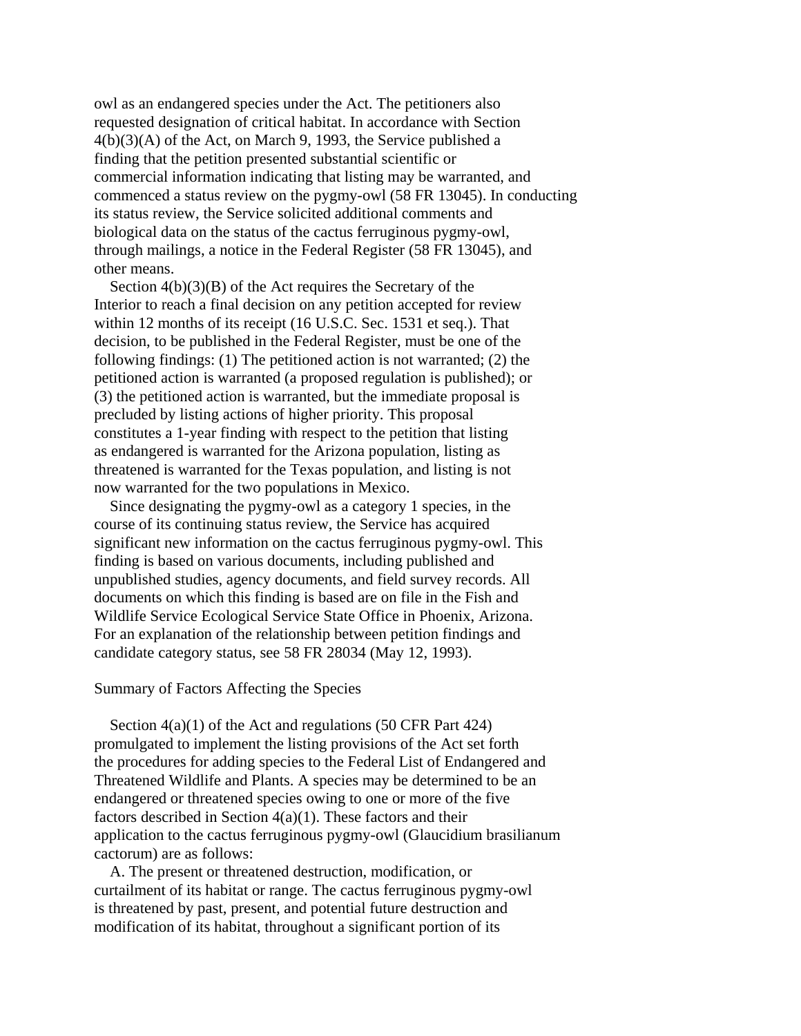owl as an endangered species under the Act. The petitioners also requested designation of critical habitat. In accordance with Section 4(b)(3)(A) of the Act, on March 9, 1993, the Service published a finding that the petition presented substantial scientific or commercial information indicating that listing may be warranted, and commenced a status review on the pygmy-owl (58 FR 13045). In conducting its status review, the Service solicited additional comments and biological data on the status of the cactus ferruginous pygmy-owl, through mailings, a notice in the Federal Register (58 FR 13045), and other means.

Section 4(b)(3)(B) of the Act requires the Secretary of the Interior to reach a final decision on any petition accepted for review within 12 months of its receipt (16 U.S.C. Sec. 1531 et seq.). That decision, to be published in the Federal Register, must be one of the following findings: (1) The petitioned action is not warranted; (2) the petitioned action is warranted (a proposed regulation is published); or (3) the petitioned action is warranted, but the immediate proposal is precluded by listing actions of higher priority. This proposal constitutes a 1-year finding with respect to the petition that listing as endangered is warranted for the Arizona population, listing as threatened is warranted for the Texas population, and listing is not now warranted for the two populations in Mexico.

Since designating the pygmy-owl as a category 1 species, in the course of its continuing status review, the Service has acquired significant new information on the cactus ferruginous pygmy-owl. This finding is based on various documents, including published and unpublished studies, agency documents, and field survey records. All documents on which this finding is based are on file in the Fish and Wildlife Service Ecological Service State Office in Phoenix, Arizona. For an explanation of the relationship between petition findings and candidate category status, see 58 FR 28034 (May 12, 1993).

## Summary of Factors Affecting the Species

Section 4(a)(1) of the Act and regulations (50 CFR Part 424) promulgated to implement the listing provisions of the Act set forth the procedures for adding species to the Federal List of Endangered and Threatened Wildlife and Plants. A species may be determined to be an endangered or threatened species owing to one or more of the five factors described in Section 4(a)(1). These factors and their application to the cactus ferruginous pygmy-owl (Glaucidium brasilianum cactorum) are as follows:

A. The present or threatened destruction, modification, or curtailment of its habitat or range. The cactus ferruginous pygmy-owl is threatened by past, present, and potential future destruction and modification of its habitat, throughout a significant portion of its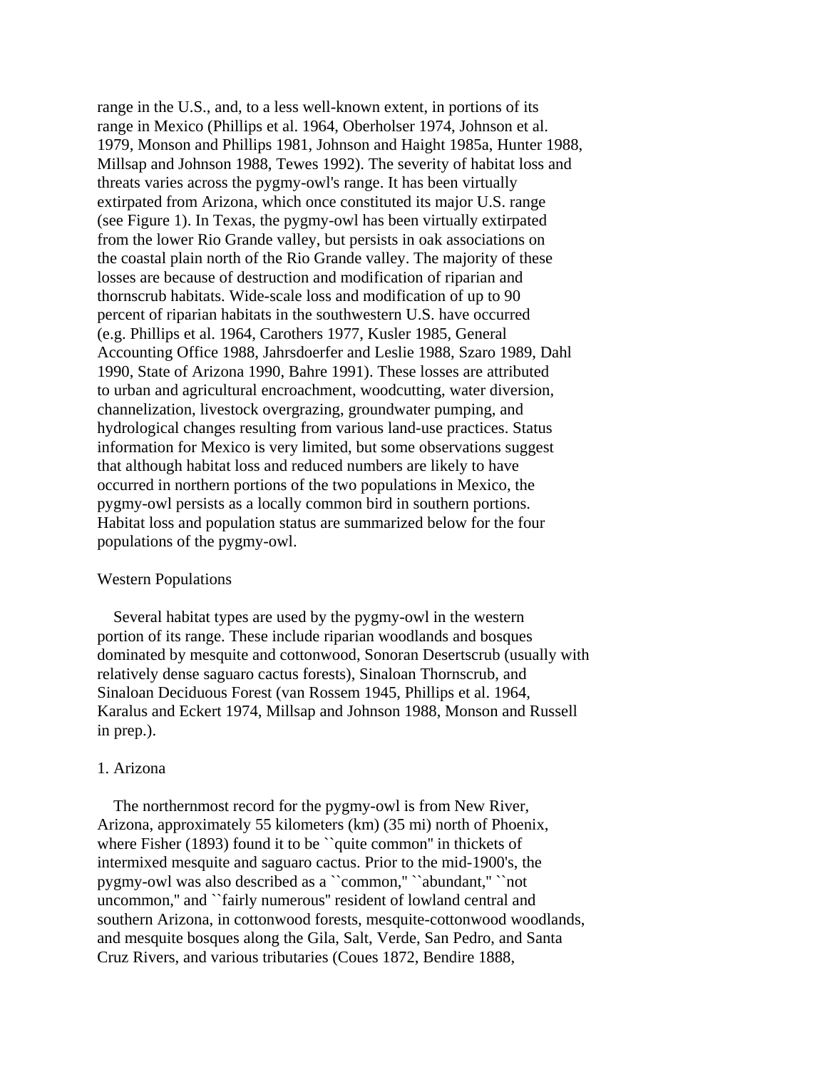range in the U.S., and, to a less well-known extent, in portions of its range in Mexico (Phillips et al. 1964, Oberholser 1974, Johnson et al. 1979, Monson and Phillips 1981, Johnson and Haight 1985a, Hunter 1988, Millsap and Johnson 1988, Tewes 1992). The severity of habitat loss and threats varies across the pygmy-owl's range. It has been virtually extirpated from Arizona, which once constituted its major U.S. range (see Figure 1). In Texas, the pygmy-owl has been virtually extirpated from the lower Rio Grande valley, but persists in oak associations on the coastal plain north of the Rio Grande valley. The majority of these losses are because of destruction and modification of riparian and thornscrub habitats. Wide-scale loss and modification of up to 90 percent of riparian habitats in the southwestern U.S. have occurred (e.g. Phillips et al. 1964, Carothers 1977, Kusler 1985, General Accounting Office 1988, Jahrsdoerfer and Leslie 1988, Szaro 1989, Dahl 1990, State of Arizona 1990, Bahre 1991). These losses are attributed to urban and agricultural encroachment, woodcutting, water diversion, channelization, livestock overgrazing, groundwater pumping, and hydrological changes resulting from various land-use practices. Status information for Mexico is very limited, but some observations suggest that although habitat loss and reduced numbers are likely to have occurred in northern portions of the two populations in Mexico, the pygmy-owl persists as a locally common bird in southern portions. Habitat loss and population status are summarized below for the four populations of the pygmy-owl.

## Western Populations

Several habitat types are used by the pygmy-owl in the western portion of its range. These include riparian woodlands and bosques dominated by mesquite and cottonwood, Sonoran Desertscrub (usually with relatively dense saguaro cactus forests), Sinaloan Thornscrub, and Sinaloan Deciduous Forest (van Rossem 1945, Phillips et al. 1964, Karalus and Eckert 1974, Millsap and Johnson 1988, Monson and Russell in prep.).

### 1. Arizona

The northernmost record for the pygmy-owl is from New River, Arizona, approximately 55 kilometers (km) (35 mi) north of Phoenix, where Fisher (1893) found it to be ``quite common'' in thickets of intermixed mesquite and saguaro cactus. Prior to the mid-1900's, the pygmy-owl was also described as a ``common,'' ``abundant,'' ``not uncommon,'' and ``fairly numerous'' resident of lowland central and southern Arizona, in cottonwood forests, mesquite-cottonwood woodlands, and mesquite bosques along the Gila, Salt, Verde, San Pedro, and Santa Cruz Rivers, and various tributaries (Coues 1872, Bendire 1888,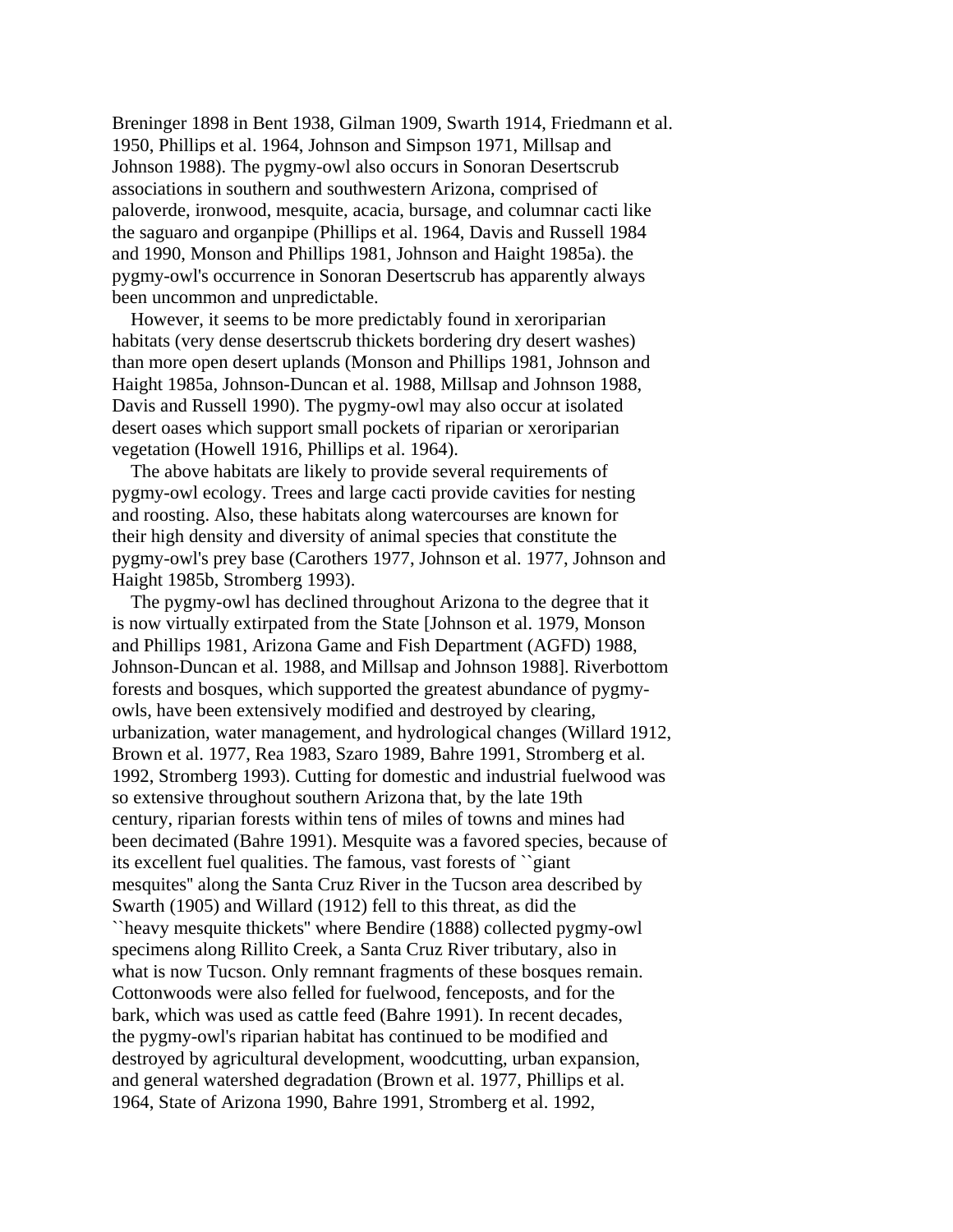Breninger 1898 in Bent 1938, Gilman 1909, Swarth 1914, Friedmann et al. 1950, Phillips et al. 1964, Johnson and Simpson 1971, Millsap and Johnson 1988). The pygmy-owl also occurs in Sonoran Desertscrub associations in southern and southwestern Arizona, comprised of paloverde, ironwood, mesquite, acacia, bursage, and columnar cacti like the saguaro and organpipe (Phillips et al. 1964, Davis and Russell 1984 and 1990, Monson and Phillips 1981, Johnson and Haight 1985a). the pygmy-owl's occurrence in Sonoran Desertscrub has apparently always been uncommon and unpredictable.

However, it seems to be more predictably found in xeroriparian habitats (very dense desertscrub thickets bordering dry desert washes) than more open desert uplands (Monson and Phillips 1981, Johnson and Haight 1985a, Johnson-Duncan et al. 1988, Millsap and Johnson 1988, Davis and Russell 1990). The pygmy-owl may also occur at isolated desert oases which support small pockets of riparian or xeroriparian vegetation (Howell 1916, Phillips et al. 1964).

The above habitats are likely to provide several requirements of pygmy-owl ecology. Trees and large cacti provide cavities for nesting and roosting. Also, these habitats along watercourses are known for their high density and diversity of animal species that constitute the pygmy-owl's prey base (Carothers 1977, Johnson et al. 1977, Johnson and Haight 1985b, Stromberg 1993).

The pygmy-owl has declined throughout Arizona to the degree that it is now virtually extirpated from the State [Johnson et al. 1979, Monson and Phillips 1981, Arizona Game and Fish Department (AGFD) 1988, Johnson-Duncan et al. 1988, and Millsap and Johnson 1988]. Riverbottom forests and bosques, which supported the greatest abundance of pygmy-owls, have been extensively modified and destroyed by clearing, urbanization, water management, and hydrological changes (Willard 1912, Brown et al. 1977, Rea 1983, Szaro 1989, Bahre 1991, Stromberg et al. 1992, Stromberg 1993). Cutting for domestic and industrial fuelwood was so extensive throughout southern Arizona that, by the late 19th century, riparian forests within tens of miles of towns and mines had been decimated (Bahre 1991). Mesquite was a favored species, because of its excellent fuel qualities. The famous, vast forests of ``giant mesquites'' along the Santa Cruz River in the Tucson area described by Swarth (1905) and Willard (1912) fell to this threat, as did the ``heavy mesquite thickets'' where Bendire (1888) collected pygmy-owl specimens along Rillito Creek, a Santa Cruz River tributary, also in what is now Tucson. Only remnant fragments of these bosques remain. Cottonwoods were also felled for fuelwood, fenceposts, and for the bark, which was used as cattle feed (Bahre 1991). In recent decades, the pygmy-owl's riparian habitat has continued to be modified and destroyed by agricultural development, woodcutting, urban expansion, and general watershed degradation (Brown et al. 1977, Phillips et al. 1964, State of Arizona 1990, Bahre 1991, Stromberg et al. 1992,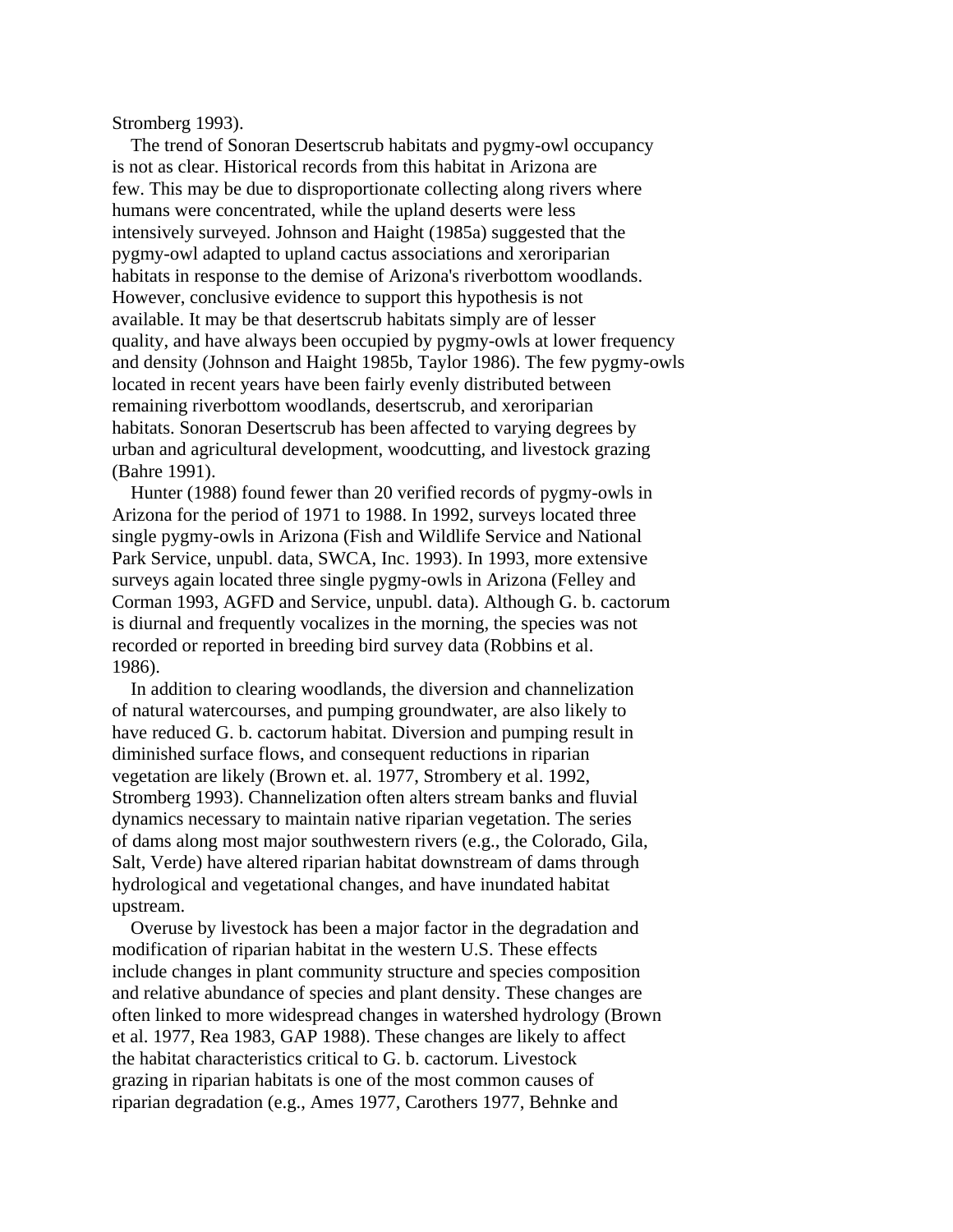Stromberg 1993).

The trend of Sonoran Desertscrub habitats and pygmy-owl occupancy is not as clear. Historical records from this habitat in Arizona are few. This may be due to disproportionate collecting along rivers where humans were concentrated, while the upland deserts were less intensively surveyed. Johnson and Haight (1985a) suggested that the pygmy-owl adapted to upland cactus associations and xeroriparian habitats in response to the demise of Arizona's riverbottom woodlands. However, conclusive evidence to support this hypothesis is not available. It may be that desertscrub habitats simply are of lesser quality, and have always been occupied by pygmy-owls at lower frequency and density (Johnson and Haight 1985b, Taylor 1986). The few pygmy-owls located in recent years have been fairly evenly distributed between remaining riverbottom woodlands, desertscrub, and xeroriparian habitats. Sonoran Desertscrub has been affected to varying degrees by urban and agricultural development, woodcutting, and livestock grazing (Bahre 1991).

Hunter (1988) found fewer than 20 verified records of pygmy-owls in Arizona for the period of 1971 to 1988. In 1992, surveys located three single pygmy-owls in Arizona (Fish and Wildlife Service and National Park Service, unpubl. data, SWCA, Inc. 1993). In 1993, more extensive surveys again located three single pygmy-owls in Arizona (Felley and Corman 1993, AGFD and Service, unpubl. data). Although G. b. cactorum is diurnal and frequently vocalizes in the morning, the species was not recorded or reported in breeding bird survey data (Robbins et al. 1986).

In addition to clearing woodlands, the diversion and channelization of natural watercourses, and pumping groundwater, are also likely to have reduced G. b. cactorum habitat. Diversion and pumping result in diminished surface flows, and consequent reductions in riparian vegetation are likely (Brown et. al. 1977, Strombery et al. 1992, Stromberg 1993). Channelization often alters stream banks and fluvial dynamics necessary to maintain native riparian vegetation. The series of dams along most major southwestern rivers (e.g., the Colorado, Gila, Salt, Verde) have altered riparian habitat downstream of dams through hydrological and vegetational changes, and have inundated habitat upstream.

Overuse by livestock has been a major factor in the degradation and modification of riparian habitat in the western U.S. These effects include changes in plant community structure and species composition and relative abundance of species and plant density. These changes are often linked to more widespread changes in watershed hydrology (Brown et al. 1977, Rea 1983, GAP 1988). These changes are likely to affect the habitat characteristics critical to G. b. cactorum. Livestock grazing in riparian habitats is one of the most common causes of riparian degradation (e.g., Ames 1977, Carothers 1977, Behnke and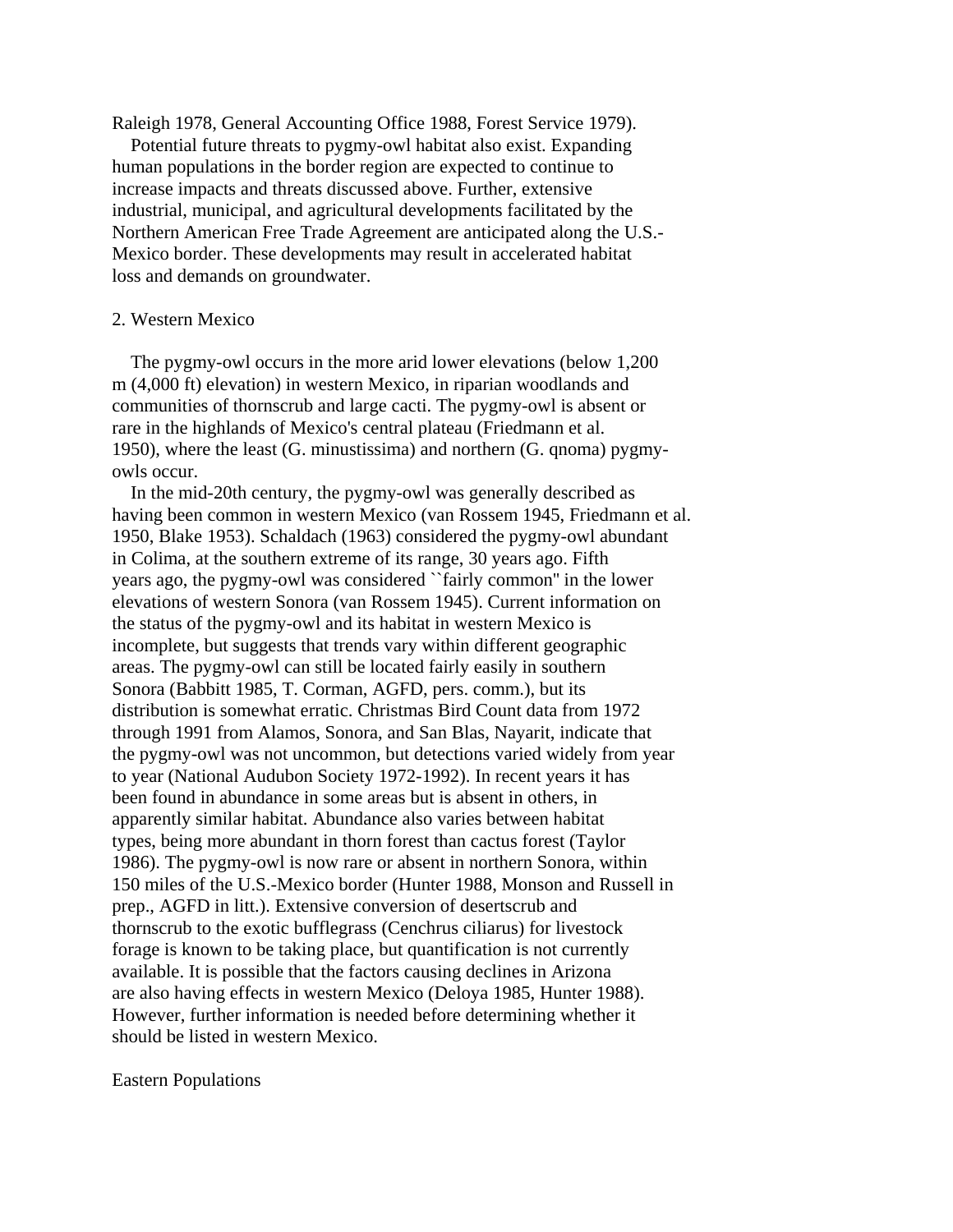Raleigh 1978, General Accounting Office 1988, Forest Service 1979).

Potential future threats to pygmy-owl habitat also exist. Expanding human populations in the border region are expected to continue to increase impacts and threats discussed above. Further, extensive industrial, municipal, and agricultural developments facilitated by the Northern American Free Trade Agreement are anticipated along the U.S.-Mexico border. These developments may result in accelerated habitat loss and demands on groundwater.

2. Western Mexico

The pygmy-owl occurs in the more arid lower elevations (below 1,200 m (4,000 ft) elevation) in western Mexico, in riparian woodlands and communities of thornscrub and large cacti. The pygmy-owl is absent or rare in the highlands of Mexico's central plateau (Friedmann et al. 1950), where the least (G. minustissima) and northern (G. qnoma) pygmy-owls occur.

In the mid-20th century, the pygmy-owl was generally described as having been common in western Mexico (van Rossem 1945, Friedmann et al. 1950, Blake 1953). Schaldach (1963) considered the pygmy-owl abundant in Colima, at the southern extreme of its range, 30 years ago. Fifth years ago, the pygmy-owl was considered ``fairly common'' in the lower elevations of western Sonora (van Rossem 1945). Current information on the status of the pygmy-owl and its habitat in western Mexico is incomplete, but suggests that trends vary within different geographic areas. The pygmy-owl can still be located fairly easily in southern Sonora (Babbitt 1985, T. Corman, AGFD, pers. comm.), but its distribution is somewhat erratic. Christmas Bird Count data from 1972 through 1991 from Alamos, Sonora, and San Blas, Nayarit, indicate that the pygmy-owl was not uncommon, but detections varied widely from year to year (National Audubon Society 1972-1992). In recent years it has been found in abundance in some areas but is absent in others, in apparently similar habitat. Abundance also varies between habitat types, being more abundant in thorn forest than cactus forest (Taylor 1986). The pygmy-owl is now rare or absent in northern Sonora, within 150 miles of the U.S.-Mexico border (Hunter 1988, Monson and Russell in prep., AGFD in litt.). Extensive conversion of desertscrub and thornscrub to the exotic bufflegrass (Cenchrus ciliarus) for livestock forage is known to be taking place, but quantification is not currently available. It is possible that the factors causing declines in Arizona are also having effects in western Mexico (Deloya 1985, Hunter 1988). However, further information is needed before determining whether it should be listed in western Mexico.

Eastern Populations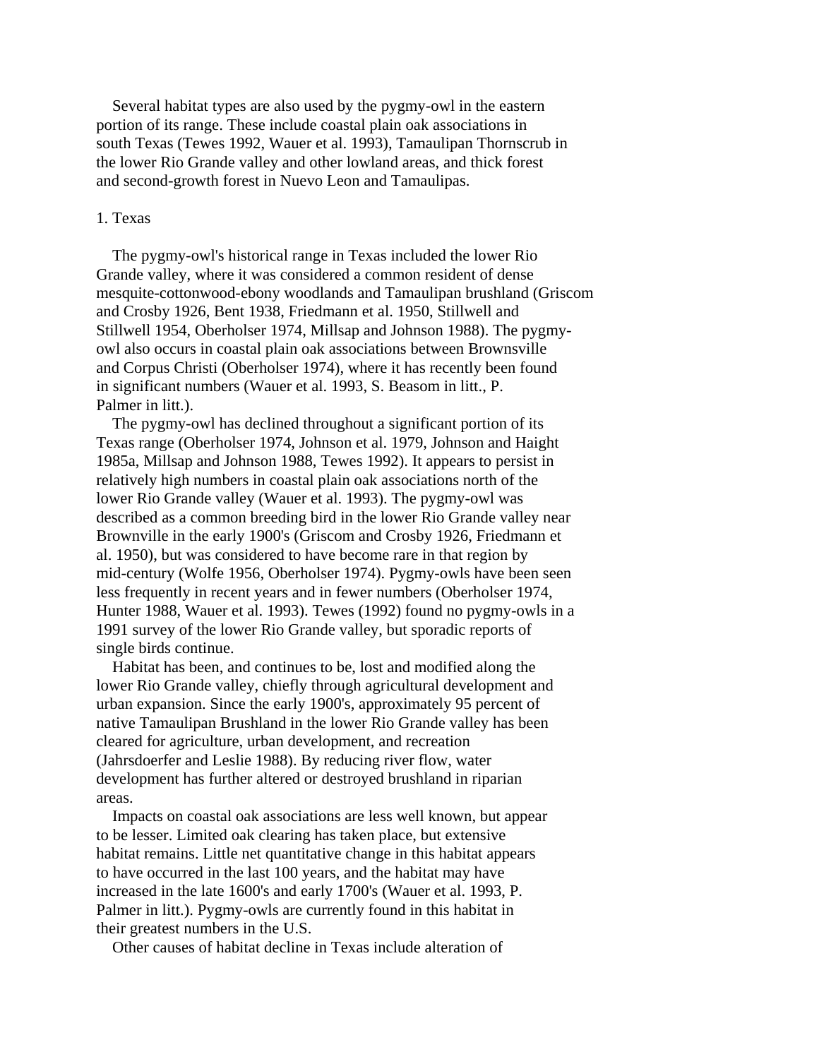Several habitat types are also used by the pygmy-owl in the eastern portion of its range. These include coastal plain oak associations in south Texas (Tewes 1992, Wauer et al. 1993), Tamaulipan Thornscrub in the lower Rio Grande valley and other lowland areas, and thick forest and second-growth forest in Nuevo Leon and Tamaulipas.

1. Texas

The pygmy-owl's historical range in Texas included the lower Rio Grande valley, where it was considered a common resident of dense mesquite-cottonwood-ebony woodlands and Tamaulipan brushland (Griscom and Crosby 1926, Bent 1938, Friedmann et al. 1950, Stillwell and Stillwell 1954, Oberholser 1974, Millsap and Johnson 1988). The pygmy-owl also occurs in coastal plain oak associations between Brownsville and Corpus Christi (Oberholser 1974), where it has recently been found in significant numbers (Wauer et al. 1993, S. Beasom in litt., P. Palmer in litt.).

The pygmy-owl has declined throughout a significant portion of its Texas range (Oberholser 1974, Johnson et al. 1979, Johnson and Haight 1985a, Millsap and Johnson 1988, Tewes 1992). It appears to persist in relatively high numbers in coastal plain oak associations north of the lower Rio Grande valley (Wauer et al. 1993). The pygmy-owl was described as a common breeding bird in the lower Rio Grande valley near Brownville in the early 1900's (Griscom and Crosby 1926, Friedmann et al. 1950), but was considered to have become rare in that region by mid-century (Wolfe 1956, Oberholser 1974). Pygmy-owls have been seen less frequently in recent years and in fewer numbers (Oberholser 1974, Hunter 1988, Wauer et al. 1993). Tewes (1992) found no pygmy-owls in a 1991 survey of the lower Rio Grande valley, but sporadic reports of single birds continue.

Habitat has been, and continues to be, lost and modified along the lower Rio Grande valley, chiefly through agricultural development and urban expansion. Since the early 1900's, approximately 95 percent of native Tamaulipan Brushland in the lower Rio Grande valley has been cleared for agriculture, urban development, and recreation (Jahrsdoerfer and Leslie 1988). By reducing river flow, water development has further altered or destroyed brushland in riparian areas.

Impacts on coastal oak associations are less well known, but appear to be lesser. Limited oak clearing has taken place, but extensive habitat remains. Little net quantitative change in this habitat appears to have occurred in the last 100 years, and the habitat may have increased in the late 1600's and early 1700's (Wauer et al. 1993, P. Palmer in litt.). Pygmy-owls are currently found in this habitat in their greatest numbers in the U.S.

Other causes of habitat decline in Texas include alteration of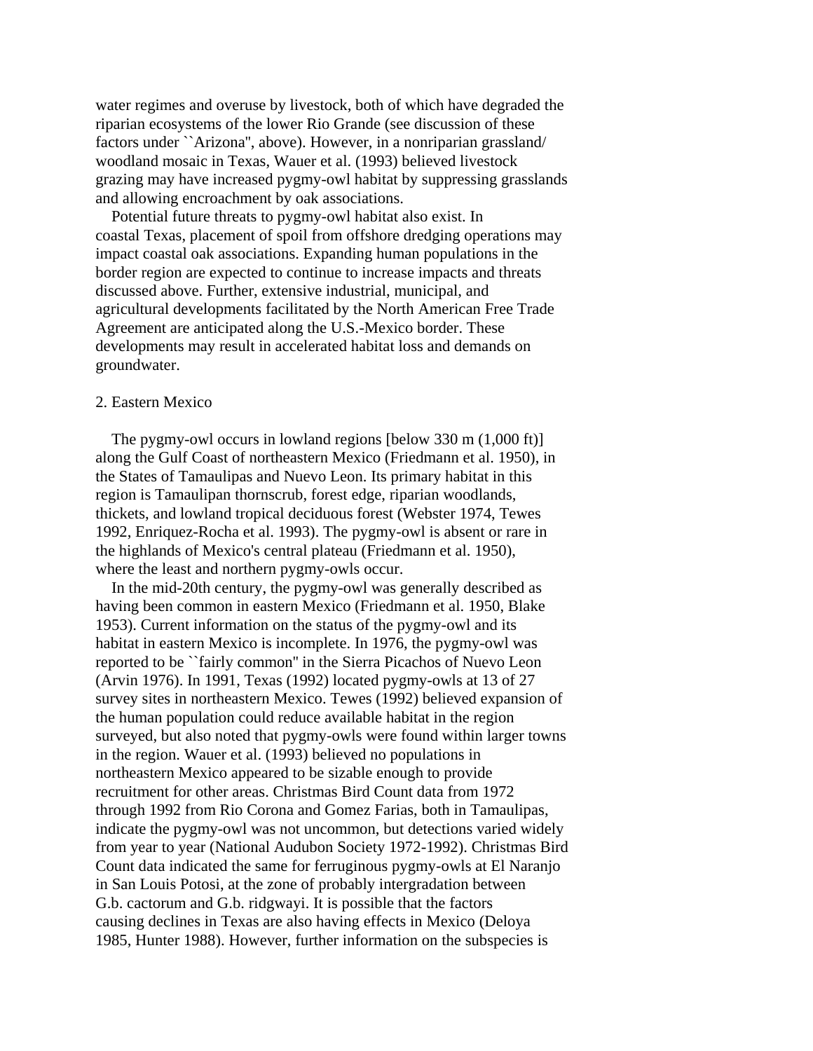water regimes and overuse by livestock, both of which have degraded the riparian ecosystems of the lower Rio Grande (see discussion of these factors under ``Arizona'', above). However, in a nonriparian grassland/woodland mosaic in Texas, Wauer et al. (1993) believed livestock grazing may have increased pygmy-owl habitat by suppressing grasslands and allowing encroachment by oak associations.

Potential future threats to pygmy-owl habitat also exist. In coastal Texas, placement of spoil from offshore dredging operations may impact coastal oak associations. Expanding human populations in the border region are expected to continue to increase impacts and threats discussed above. Further, extensive industrial, municipal, and agricultural developments facilitated by the North American Free Trade Agreement are anticipated along the U.S.-Mexico border. These developments may result in accelerated habitat loss and demands on groundwater.

2. Eastern Mexico

The pygmy-owl occurs in lowland regions [below 330 m (1,000 ft)] along the Gulf Coast of northeastern Mexico (Friedmann et al. 1950), in the States of Tamaulipas and Nuevo Leon. Its primary habitat in this region is Tamaulipan thornscrub, forest edge, riparian woodlands, thickets, and lowland tropical deciduous forest (Webster 1974, Tewes 1992, Enriquez-Rocha et al. 1993). The pygmy-owl is absent or rare in the highlands of Mexico's central plateau (Friedmann et al. 1950), where the least and northern pygmy-owls occur.

In the mid-20th century, the pygmy-owl was generally described as having been common in eastern Mexico (Friedmann et al. 1950, Blake 1953). Current information on the status of the pygmy-owl and its habitat in eastern Mexico is incomplete. In 1976, the pygmy-owl was reported to be ``fairly common'' in the Sierra Picachos of Nuevo Leon (Arvin 1976). In 1991, Texas (1992) located pygmy-owls at 13 of 27 survey sites in northeastern Mexico. Tewes (1992) believed expansion of the human population could reduce available habitat in the region surveyed, but also noted that pygmy-owls were found within larger towns in the region. Wauer et al. (1993) believed no populations in northeastern Mexico appeared to be sizable enough to provide recruitment for other areas. Christmas Bird Count data from 1972 through 1992 from Rio Corona and Gomez Farias, both in Tamaulipas, indicate the pygmy-owl was not uncommon, but detections varied widely from year to year (National Audubon Society 1972-1992). Christmas Bird Count data indicated the same for ferruginous pygmy-owls at El Naranjo in San Louis Potosi, at the zone of probably intergradation between G.b. cactorum and G.b. ridgwayi. It is possible that the factors causing declines in Texas are also having effects in Mexico (Deloya 1985, Hunter 1988). However, further information on the subspecies is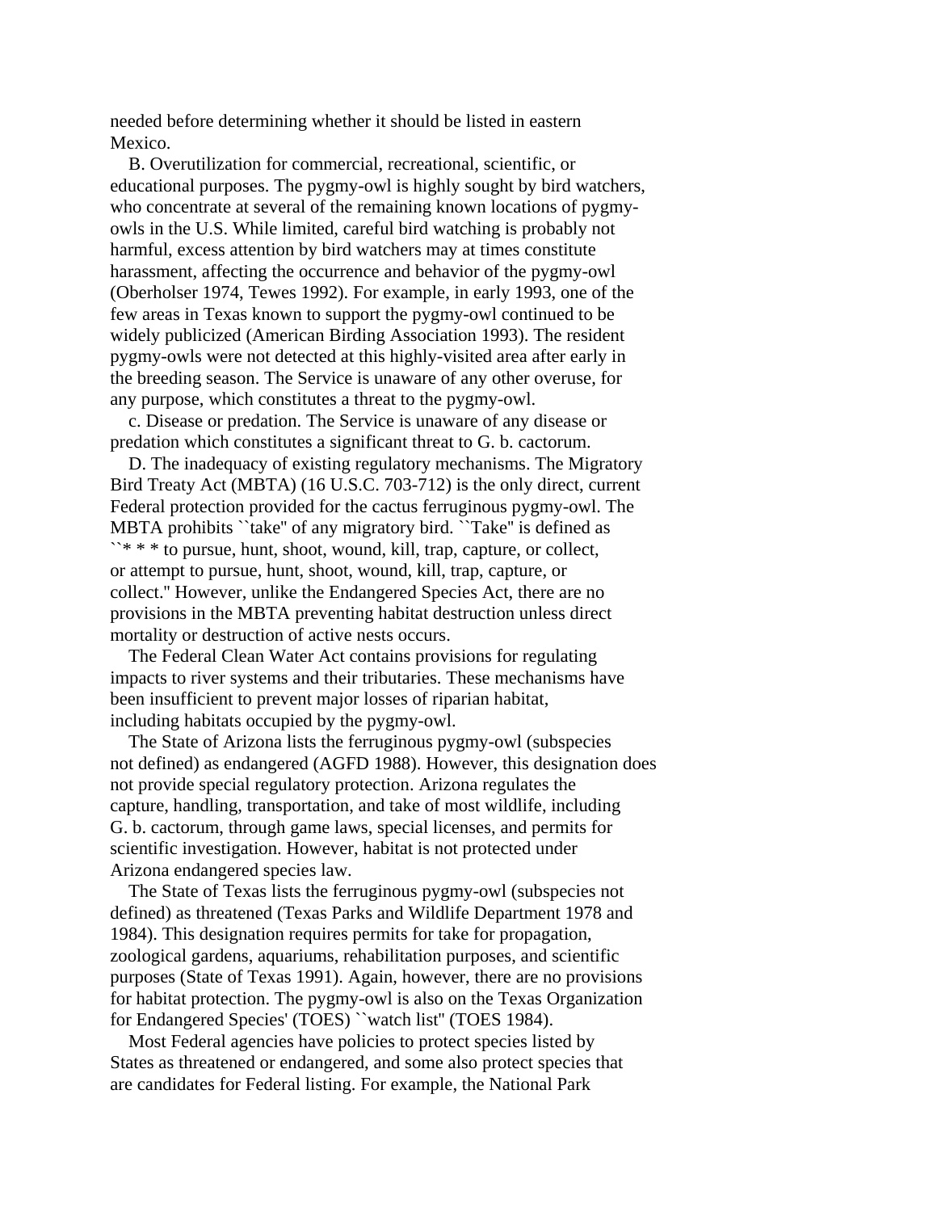needed before determining whether it should be listed in eastern Mexico.

B. Overutilization for commercial, recreational, scientific, or educational purposes. The pygmy-owl is highly sought by bird watchers, who concentrate at several of the remaining known locations of pygmy-owls in the U.S. While limited, careful bird watching is probably not harmful, excess attention by bird watchers may at times constitute harassment, affecting the occurrence and behavior of the pygmy-owl (Oberholser 1974, Tewes 1992). For example, in early 1993, one of the few areas in Texas known to support the pygmy-owl continued to be widely publicized (American Birding Association 1993). The resident pygmy-owls were not detected at this highly-visited area after early in the breeding season. The Service is unaware of any other overuse, for any purpose, which constitutes a threat to the pygmy-owl.

c. Disease or predation. The Service is unaware of any disease or predation which constitutes a significant threat to G. b. cactorum.

D. The inadequacy of existing regulatory mechanisms. The Migratory Bird Treaty Act (MBTA) (16 U.S.C. 703-712) is the only direct, current Federal protection provided for the cactus ferruginous pygmy-owl. The MBTA prohibits ``take'' of any migratory bird. ``Take'' is defined as ``* * * to pursue, hunt, shoot, wound, kill, trap, capture, or collect, or attempt to pursue, hunt, shoot, wound, kill, trap, capture, or collect.'' However, unlike the Endangered Species Act, there are no provisions in the MBTA preventing habitat destruction unless direct mortality or destruction of active nests occurs.

The Federal Clean Water Act contains provisions for regulating impacts to river systems and their tributaries. These mechanisms have been insufficient to prevent major losses of riparian habitat, including habitats occupied by the pygmy-owl.

The State of Arizona lists the ferruginous pygmy-owl (subspecies not defined) as endangered (AGFD 1988). However, this designation does not provide special regulatory protection. Arizona regulates the capture, handling, transportation, and take of most wildlife, including G. b. cactorum, through game laws, special licenses, and permits for scientific investigation. However, habitat is not protected under Arizona endangered species law.

The State of Texas lists the ferruginous pygmy-owl (subspecies not defined) as threatened (Texas Parks and Wildlife Department 1978 and 1984). This designation requires permits for take for propagation, zoological gardens, aquariums, rehabilitation purposes, and scientific purposes (State of Texas 1991). Again, however, there are no provisions for habitat protection. The pygmy-owl is also on the Texas Organization for Endangered Species' (TOES) ``watch list'' (TOES 1984).

Most Federal agencies have policies to protect species listed by States as threatened or endangered, and some also protect species that are candidates for Federal listing. For example, the National Park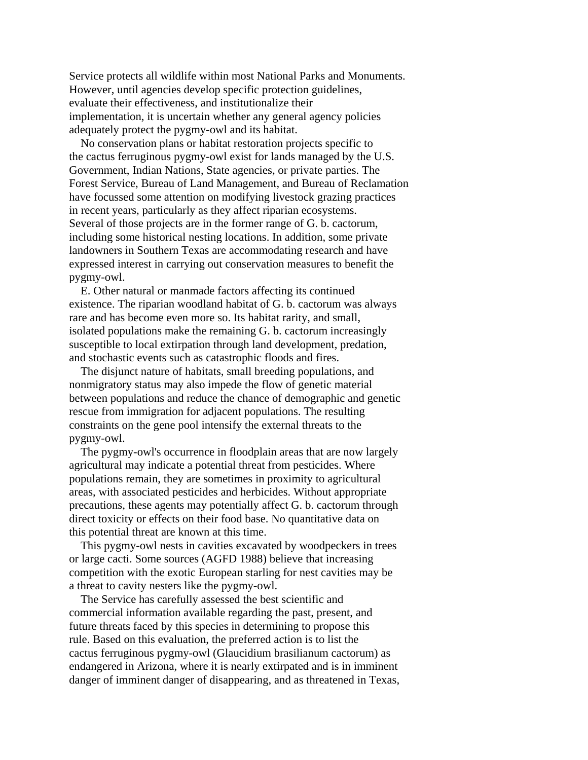Service protects all wildlife within most National Parks and Monuments. However, until agencies develop specific protection guidelines, evaluate their effectiveness, and institutionalize their implementation, it is uncertain whether any general agency policies adequately protect the pygmy-owl and its habitat.

No conservation plans or habitat restoration projects specific to the cactus ferruginous pygmy-owl exist for lands managed by the U.S. Government, Indian Nations, State agencies, or private parties. The Forest Service, Bureau of Land Management, and Bureau of Reclamation have focussed some attention on modifying livestock grazing practices in recent years, particularly as they affect riparian ecosystems. Several of those projects are in the former range of G. b. cactorum, including some historical nesting locations. In addition, some private landowners in Southern Texas are accommodating research and have expressed interest in carrying out conservation measures to benefit the pygmy-owl.

E. Other natural or manmade factors affecting its continued existence. The riparian woodland habitat of G. b. cactorum was always rare and has become even more so. Its habitat rarity, and small, isolated populations make the remaining G. b. cactorum increasingly susceptible to local extirpation through land development, predation, and stochastic events such as catastrophic floods and fires.

The disjunct nature of habitats, small breeding populations, and nonmigratory status may also impede the flow of genetic material between populations and reduce the chance of demographic and genetic rescue from immigration for adjacent populations. The resulting constraints on the gene pool intensify the external threats to the pygmy-owl.

The pygmy-owl's occurrence in floodplain areas that are now largely agricultural may indicate a potential threat from pesticides. Where populations remain, they are sometimes in proximity to agricultural areas, with associated pesticides and herbicides. Without appropriate precautions, these agents may potentially affect G. b. cactorum through direct toxicity or effects on their food base. No quantitative data on this potential threat are known at this time.

This pygmy-owl nests in cavities excavated by woodpeckers in trees or large cacti. Some sources (AGFD 1988) believe that increasing competition with the exotic European starling for nest cavities may be a threat to cavity nesters like the pygmy-owl.

The Service has carefully assessed the best scientific and commercial information available regarding the past, present, and future threats faced by this species in determining to propose this rule. Based on this evaluation, the preferred action is to list the cactus ferruginous pygmy-owl (Glaucidium brasilianum cactorum) as endangered in Arizona, where it is nearly extirpated and is in imminent danger of imminent danger of disappearing, and as threatened in Texas,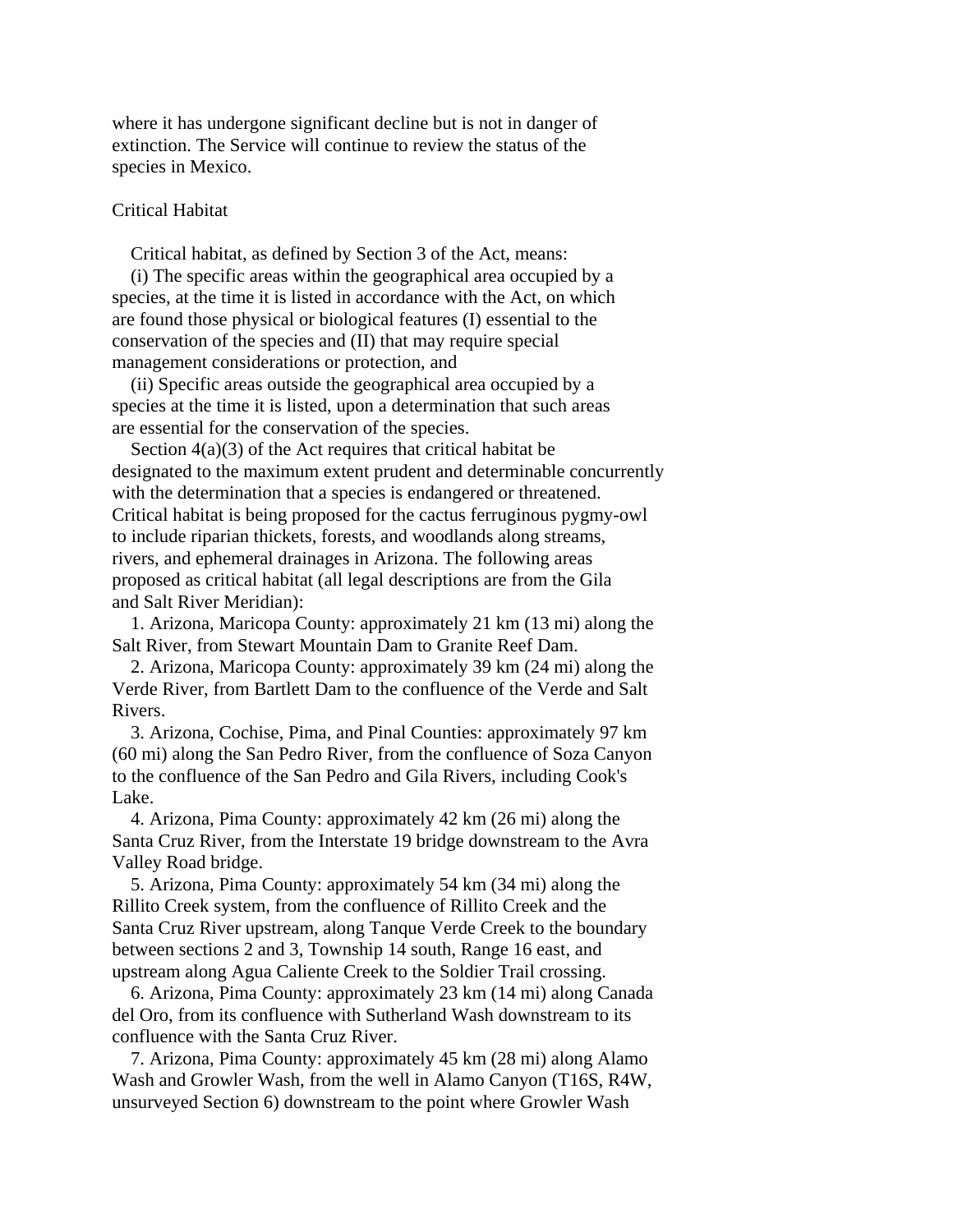where it has undergone significant decline but is not in danger of extinction. The Service will continue to review the status of the species in Mexico.

## Critical Habitat

Critical habitat, as defined by Section 3 of the Act, means:

(i) The specific areas within the geographical area occupied by a species, at the time it is listed in accordance with the Act, on which are found those physical or biological features (I) essential to the conservation of the species and (II) that may require special management considerations or protection, and

(ii) Specific areas outside the geographical area occupied by a species at the time it is listed, upon a determination that such areas are essential for the conservation of the species.

Section 4(a)(3) of the Act requires that critical habitat be designated to the maximum extent prudent and determinable concurrently with the determination that a species is endangered or threatened. Critical habitat is being proposed for the cactus ferruginous pygmy-owl to include riparian thickets, forests, and woodlands along streams, rivers, and ephemeral drainages in Arizona. The following areas proposed as critical habitat (all legal descriptions are from the Gila and Salt River Meridian):

1. Arizona, Maricopa County: approximately 21 km (13 mi) along the Salt River, from Stewart Mountain Dam to Granite Reef Dam.
2. Arizona, Maricopa County: approximately 39 km (24 mi) along the Verde River, from Bartlett Dam to the confluence of the Verde and Salt Rivers.
3. Arizona, Cochise, Pima, and Pinal Counties: approximately 97 km (60 mi) along the San Pedro River, from the confluence of Soza Canyon to the confluence of the San Pedro and Gila Rivers, including Cook's Lake.
4. Arizona, Pima County: approximately 42 km (26 mi) along the Santa Cruz River, from the Interstate 19 bridge downstream to the Avra Valley Road bridge.
5. Arizona, Pima County: approximately 54 km (34 mi) along the Rillito Creek system, from the confluence of Rillito Creek and the Santa Cruz River upstream, along Tanque Verde Creek to the boundary between sections 2 and 3, Township 14 south, Range 16 east, and upstream along Agua Caliente Creek to the Soldier Trail crossing.
6. Arizona, Pima County: approximately 23 km (14 mi) along Canada del Oro, from its confluence with Sutherland Wash downstream to its confluence with the Santa Cruz River.
7. Arizona, Pima County: approximately 45 km (28 mi) along Alamo Wash and Growler Wash, from the well in Alamo Canyon (T16S, R4W, unsurveyed Section 6) downstream to the point where Growler Wash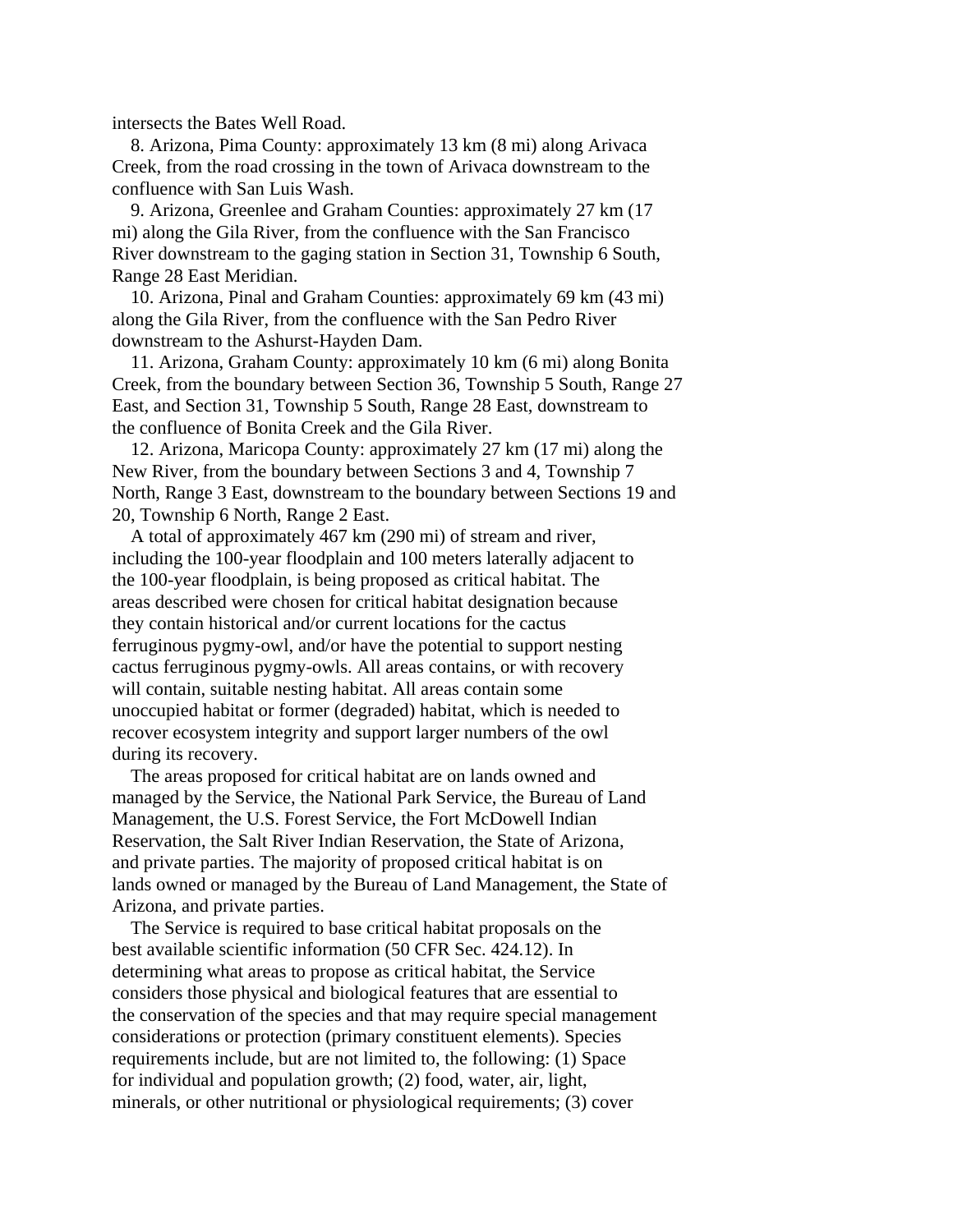intersects the Bates Well Road.

8. Arizona, Pima County: approximately 13 km (8 mi) along Arivaca Creek, from the road crossing in the town of Arivaca downstream to the confluence with San Luis Wash.

9. Arizona, Greenlee and Graham Counties: approximately 27 km (17 mi) along the Gila River, from the confluence with the San Francisco River downstream to the gaging station in Section 31, Township 6 South, Range 28 East Meridian.

10. Arizona, Pinal and Graham Counties: approximately 69 km (43 mi) along the Gila River, from the confluence with the San Pedro River downstream to the Ashurst-Hayden Dam.

11. Arizona, Graham County: approximately 10 km (6 mi) along Bonita Creek, from the boundary between Section 36, Township 5 South, Range 27 East, and Section 31, Township 5 South, Range 28 East, downstream to the confluence of Bonita Creek and the Gila River.

12. Arizona, Maricopa County: approximately 27 km (17 mi) along the New River, from the boundary between Sections 3 and 4, Township 7 North, Range 3 East, downstream to the boundary between Sections 19 and 20, Township 6 North, Range 2 East.

A total of approximately 467 km (290 mi) of stream and river, including the 100-year floodplain and 100 meters laterally adjacent to the 100-year floodplain, is being proposed as critical habitat. The areas described were chosen for critical habitat designation because they contain historical and/or current locations for the cactus ferruginous pygmy-owl, and/or have the potential to support nesting cactus ferruginous pygmy-owls. All areas contains, or with recovery will contain, suitable nesting habitat. All areas contain some unoccupied habitat or former (degraded) habitat, which is needed to recover ecosystem integrity and support larger numbers of the owl during its recovery.

The areas proposed for critical habitat are on lands owned and managed by the Service, the National Park Service, the Bureau of Land Management, the U.S. Forest Service, the Fort McDowell Indian Reservation, the Salt River Indian Reservation, the State of Arizona, and private parties. The majority of proposed critical habitat is on lands owned or managed by the Bureau of Land Management, the State of Arizona, and private parties.

The Service is required to base critical habitat proposals on the best available scientific information (50 CFR Sec. 424.12). In determining what areas to propose as critical habitat, the Service considers those physical and biological features that are essential to the conservation of the species and that may require special management considerations or protection (primary constituent elements). Species requirements include, but are not limited to, the following: (1) Space for individual and population growth; (2) food, water, air, light, minerals, or other nutritional or physiological requirements; (3) cover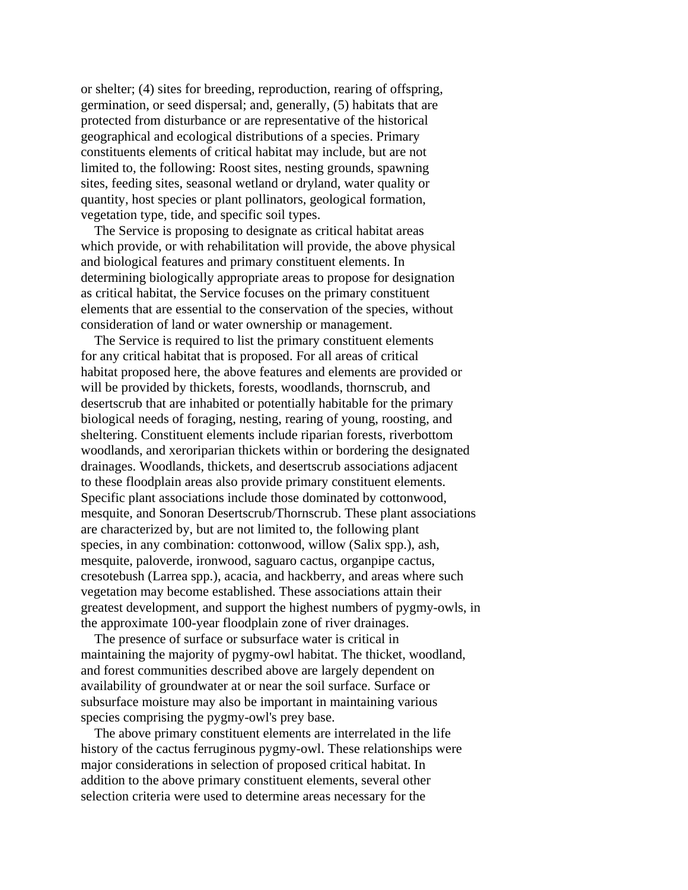or shelter; (4) sites for breeding, reproduction, rearing of offspring, germination, or seed dispersal; and, generally, (5) habitats that are protected from disturbance or are representative of the historical geographical and ecological distributions of a species. Primary constituents elements of critical habitat may include, but are not limited to, the following: Roost sites, nesting grounds, spawning sites, feeding sites, seasonal wetland or dryland, water quality or quantity, host species or plant pollinators, geological formation, vegetation type, tide, and specific soil types.

The Service is proposing to designate as critical habitat areas which provide, or with rehabilitation will provide, the above physical and biological features and primary constituent elements. In determining biologically appropriate areas to propose for designation as critical habitat, the Service focuses on the primary constituent elements that are essential to the conservation of the species, without consideration of land or water ownership or management.

The Service is required to list the primary constituent elements for any critical habitat that is proposed. For all areas of critical habitat proposed here, the above features and elements are provided or will be provided by thickets, forests, woodlands, thornscrub, and desertscrub that are inhabited or potentially habitable for the primary biological needs of foraging, nesting, rearing of young, roosting, and sheltering. Constituent elements include riparian forests, riverbottom woodlands, and xeroriparian thickets within or bordering the designated drainages. Woodlands, thickets, and desertscrub associations adjacent to these floodplain areas also provide primary constituent elements. Specific plant associations include those dominated by cottonwood, mesquite, and Sonoran Desertscrub/Thornscrub. These plant associations are characterized by, but are not limited to, the following plant species, in any combination: cottonwood, willow (Salix spp.), ash, mesquite, paloverde, ironwood, saguaro cactus, organpipe cactus, cresotebush (Larrea spp.), acacia, and hackberry, and areas where such vegetation may become established. These associations attain their greatest development, and support the highest numbers of pygmy-owls, in the approximate 100-year floodplain zone of river drainages.

The presence of surface or subsurface water is critical in maintaining the majority of pygmy-owl habitat. The thicket, woodland, and forest communities described above are largely dependent on availability of groundwater at or near the soil surface. Surface or subsurface moisture may also be important in maintaining various species comprising the pygmy-owl's prey base.

The above primary constituent elements are interrelated in the life history of the cactus ferruginous pygmy-owl. These relationships were major considerations in selection of proposed critical habitat. In addition to the above primary constituent elements, several other selection criteria were used to determine areas necessary for the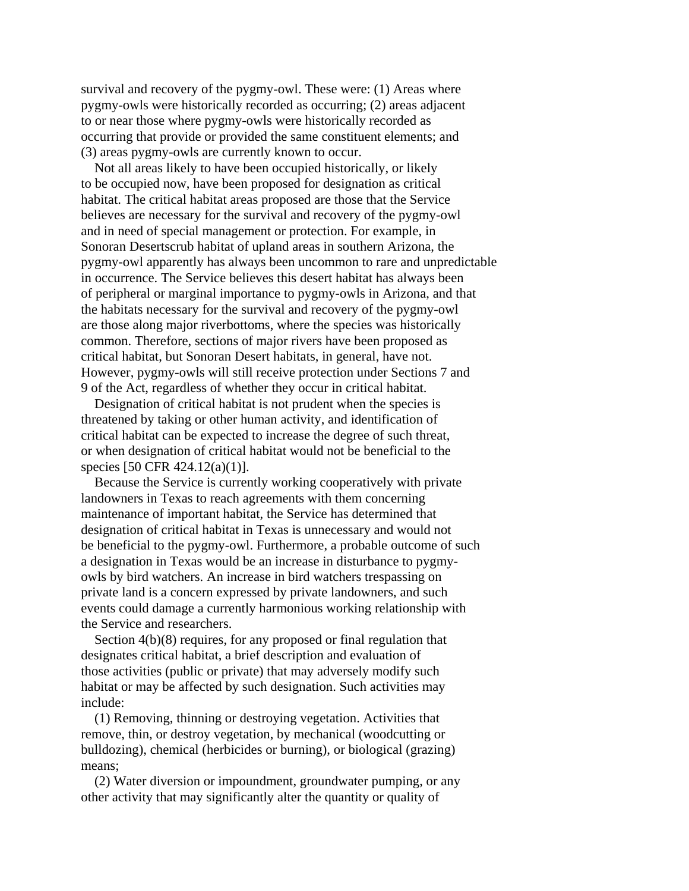survival and recovery of the pygmy-owl. These were: (1) Areas where pygmy-owls were historically recorded as occurring; (2) areas adjacent to or near those where pygmy-owls were historically recorded as occurring that provide or provided the same constituent elements; and (3) areas pygmy-owls are currently known to occur.

Not all areas likely to have been occupied historically, or likely to be occupied now, have been proposed for designation as critical habitat. The critical habitat areas proposed are those that the Service believes are necessary for the survival and recovery of the pygmy-owl and in need of special management or protection. For example, in Sonoran Desertscrub habitat of upland areas in southern Arizona, the pygmy-owl apparently has always been uncommon to rare and unpredictable in occurrence. The Service believes this desert habitat has always been of peripheral or marginal importance to pygmy-owls in Arizona, and that the habitats necessary for the survival and recovery of the pygmy-owl are those along major riverbottoms, where the species was historically common. Therefore, sections of major rivers have been proposed as critical habitat, but Sonoran Desert habitats, in general, have not. However, pygmy-owls will still receive protection under Sections 7 and 9 of the Act, regardless of whether they occur in critical habitat.

Designation of critical habitat is not prudent when the species is threatened by taking or other human activity, and identification of critical habitat can be expected to increase the degree of such threat, or when designation of critical habitat would not be beneficial to the species [50 CFR 424.12(a)(1)].

Because the Service is currently working cooperatively with private landowners in Texas to reach agreements with them concerning maintenance of important habitat, the Service has determined that designation of critical habitat in Texas is unnecessary and would not be beneficial to the pygmy-owl. Furthermore, a probable outcome of such a designation in Texas would be an increase in disturbance to pygmy-owls by bird watchers. An increase in bird watchers trespassing on private land is a concern expressed by private landowners, and such events could damage a currently harmonious working relationship with the Service and researchers.

Section 4(b)(8) requires, for any proposed or final regulation that designates critical habitat, a brief description and evaluation of those activities (public or private) that may adversely modify such habitat or may be affected by such designation. Such activities may include:

(1) Removing, thinning or destroying vegetation. Activities that remove, thin, or destroy vegetation, by mechanical (woodcutting or bulldozing), chemical (herbicides or burning), or biological (grazing) means;

(2) Water diversion or impoundment, groundwater pumping, or any other activity that may significantly alter the quantity or quality of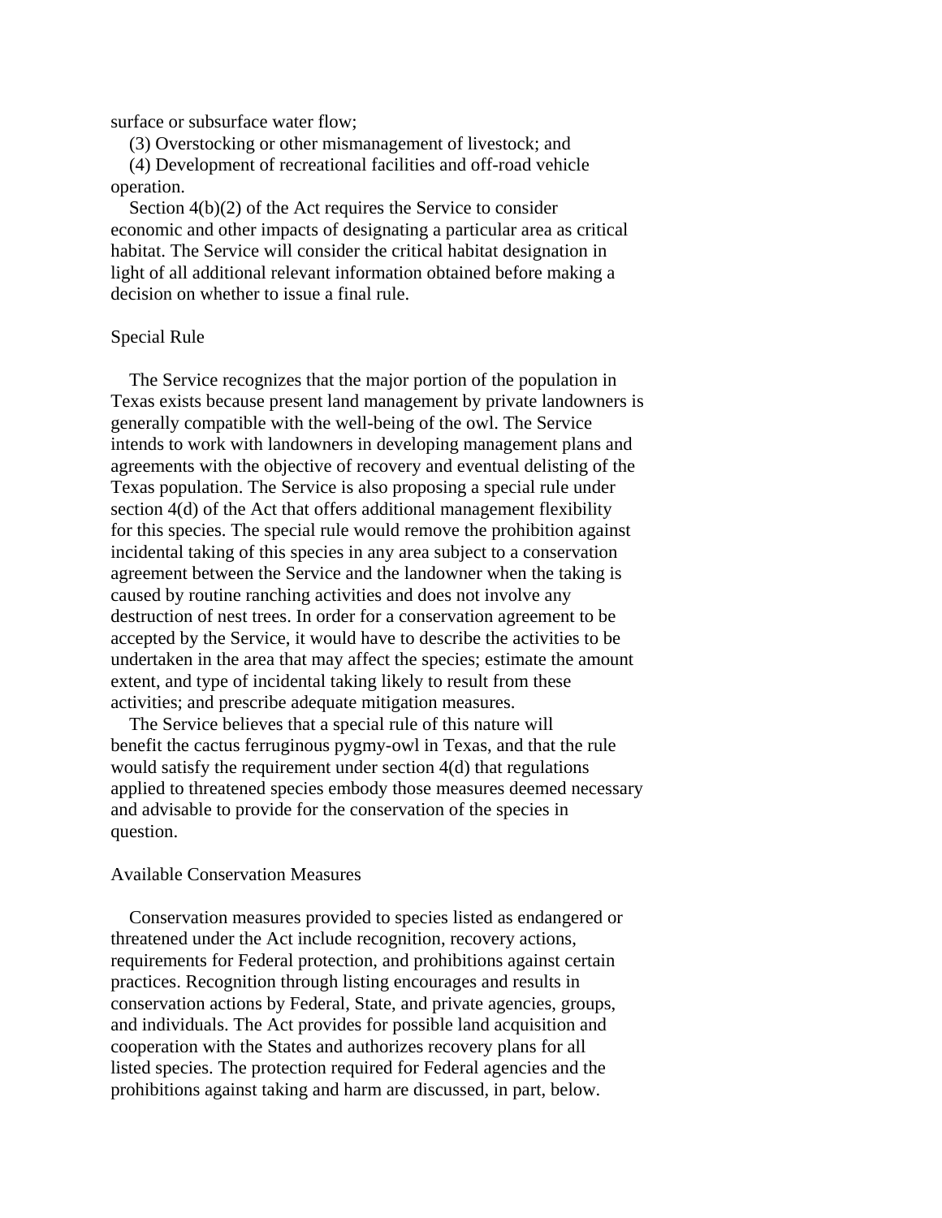surface or subsurface water flow;

(3) Overstocking or other mismanagement of livestock; and

(4) Development of recreational facilities and off-road vehicle operation.

Section 4(b)(2) of the Act requires the Service to consider economic and other impacts of designating a particular area as critical habitat. The Service will consider the critical habitat designation in light of all additional relevant information obtained before making a decision on whether to issue a final rule.

## Special Rule

The Service recognizes that the major portion of the population in Texas exists because present land management by private landowners is generally compatible with the well-being of the owl. The Service intends to work with landowners in developing management plans and agreements with the objective of recovery and eventual delisting of the Texas population. The Service is also proposing a special rule under section 4(d) of the Act that offers additional management flexibility for this species. The special rule would remove the prohibition against incidental taking of this species in any area subject to a conservation agreement between the Service and the landowner when the taking is caused by routine ranching activities and does not involve any destruction of nest trees. In order for a conservation agreement to be accepted by the Service, it would have to describe the activities to be undertaken in the area that may affect the species; estimate the amount extent, and type of incidental taking likely to result from these activities; and prescribe adequate mitigation measures.

The Service believes that a special rule of this nature will benefit the cactus ferruginous pygmy-owl in Texas, and that the rule would satisfy the requirement under section 4(d) that regulations applied to threatened species embody those measures deemed necessary and advisable to provide for the conservation of the species in question.

## Available Conservation Measures

Conservation measures provided to species listed as endangered or threatened under the Act include recognition, recovery actions, requirements for Federal protection, and prohibitions against certain practices. Recognition through listing encourages and results in conservation actions by Federal, State, and private agencies, groups, and individuals. The Act provides for possible land acquisition and cooperation with the States and authorizes recovery plans for all listed species. The protection required for Federal agencies and the prohibitions against taking and harm are discussed, in part, below.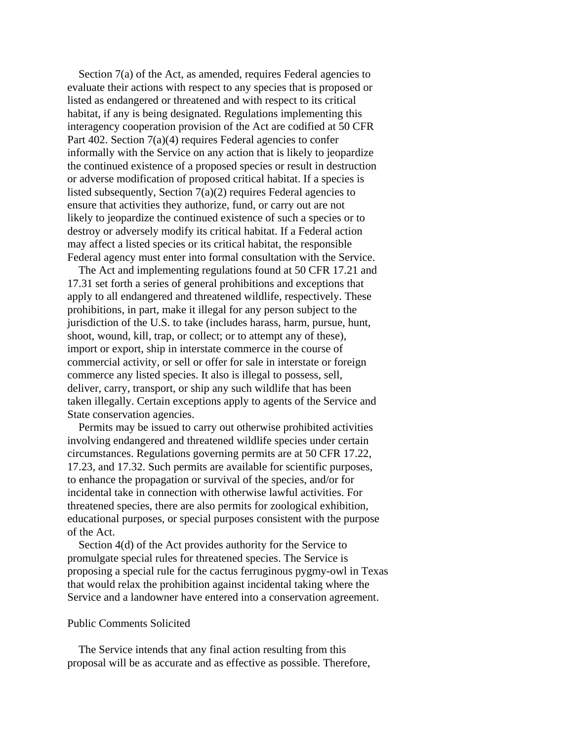Section 7(a) of the Act, as amended, requires Federal agencies to evaluate their actions with respect to any species that is proposed or listed as endangered or threatened and with respect to its critical habitat, if any is being designated. Regulations implementing this interagency cooperation provision of the Act are codified at 50 CFR Part 402. Section 7(a)(4) requires Federal agencies to confer informally with the Service on any action that is likely to jeopardize the continued existence of a proposed species or result in destruction or adverse modification of proposed critical habitat. If a species is listed subsequently, Section 7(a)(2) requires Federal agencies to ensure that activities they authorize, fund, or carry out are not likely to jeopardize the continued existence of such a species or to destroy or adversely modify its critical habitat. If a Federal action may affect a listed species or its critical habitat, the responsible Federal agency must enter into formal consultation with the Service.

The Act and implementing regulations found at 50 CFR 17.21 and 17.31 set forth a series of general prohibitions and exceptions that apply to all endangered and threatened wildlife, respectively. These prohibitions, in part, make it illegal for any person subject to the jurisdiction of the U.S. to take (includes harass, harm, pursue, hunt, shoot, wound, kill, trap, or collect; or to attempt any of these), import or export, ship in interstate commerce in the course of commercial activity, or sell or offer for sale in interstate or foreign commerce any listed species. It also is illegal to possess, sell, deliver, carry, transport, or ship any such wildlife that has been taken illegally. Certain exceptions apply to agents of the Service and State conservation agencies.

Permits may be issued to carry out otherwise prohibited activities involving endangered and threatened wildlife species under certain circumstances. Regulations governing permits are at 50 CFR 17.22, 17.23, and 17.32. Such permits are available for scientific purposes, to enhance the propagation or survival of the species, and/or for incidental take in connection with otherwise lawful activities. For threatened species, there are also permits for zoological exhibition, educational purposes, or special purposes consistent with the purpose of the Act.

Section 4(d) of the Act provides authority for the Service to promulgate special rules for threatened species. The Service is proposing a special rule for the cactus ferruginous pygmy-owl in Texas that would relax the prohibition against incidental taking where the Service and a landowner have entered into a conservation agreement.

## Public Comments Solicited

The Service intends that any final action resulting from this proposal will be as accurate and as effective as possible. Therefore,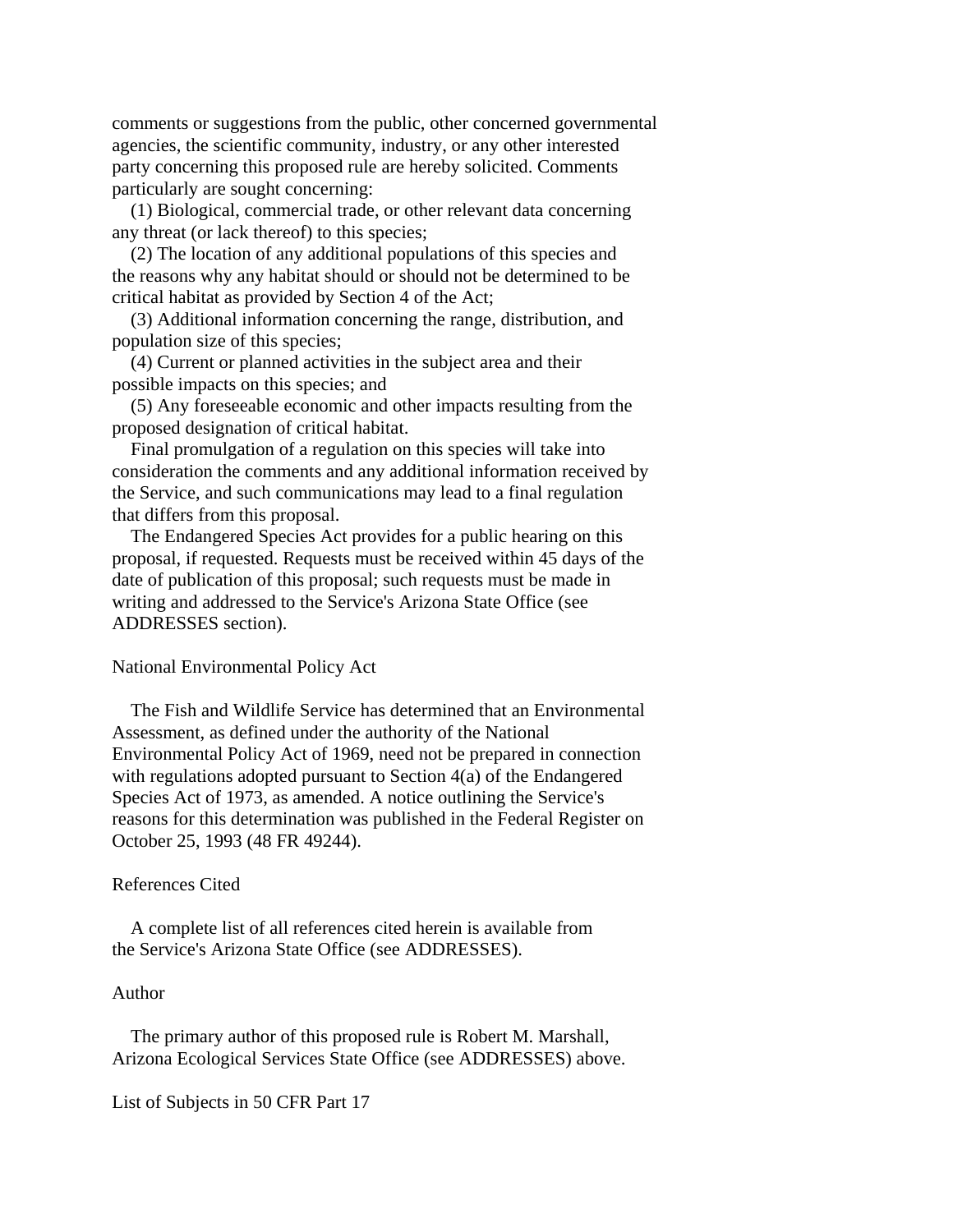comments or suggestions from the public, other concerned governmental agencies, the scientific community, industry, or any other interested party concerning this proposed rule are hereby solicited. Comments particularly are sought concerning:

(1) Biological, commercial trade, or other relevant data concerning any threat (or lack thereof) to this species;

(2) The location of any additional populations of this species and the reasons why any habitat should or should not be determined to be critical habitat as provided by Section 4 of the Act;

(3) Additional information concerning the range, distribution, and population size of this species;

(4) Current or planned activities in the subject area and their possible impacts on this species; and

(5) Any foreseeable economic and other impacts resulting from the proposed designation of critical habitat.

Final promulgation of a regulation on this species will take into consideration the comments and any additional information received by the Service, and such communications may lead to a final regulation that differs from this proposal.

The Endangered Species Act provides for a public hearing on this proposal, if requested. Requests must be received within 45 days of the date of publication of this proposal; such requests must be made in writing and addressed to the Service's Arizona State Office (see ADDRESSES section).

## National Environmental Policy Act

The Fish and Wildlife Service has determined that an Environmental Assessment, as defined under the authority of the National Environmental Policy Act of 1969, need not be prepared in connection with regulations adopted pursuant to Section 4(a) of the Endangered Species Act of 1973, as amended. A notice outlining the Service's reasons for this determination was published in the Federal Register on October 25, 1993 (48 FR 49244).

## References Cited

A complete list of all references cited herein is available from the Service's Arizona State Office (see ADDRESSES).

## Author

The primary author of this proposed rule is Robert M. Marshall, Arizona Ecological Services State Office (see ADDRESSES) above.

## List of Subjects in 50 CFR Part 17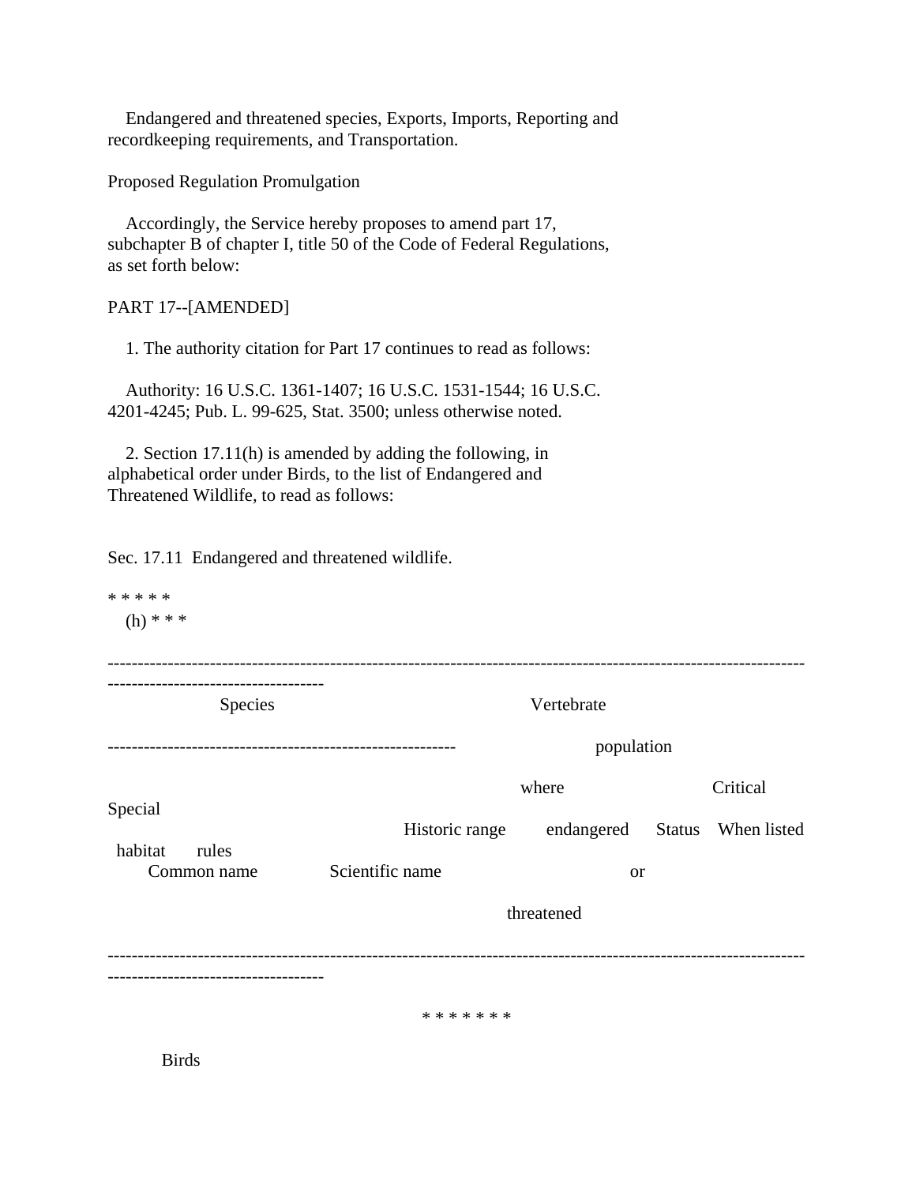Endangered and threatened species, Exports, Imports, Reporting and recordkeeping requirements, and Transportation.

Proposed Regulation Promulgation

Accordingly, the Service hereby proposes to amend part 17, subchapter B of chapter I, title 50 of the Code of Federal Regulations, as set forth below:

PART 17--[AMENDED]

1. The authority citation for Part 17 continues to read as follows:

Authority: 16 U.S.C. 1361-1407; 16 U.S.C. 1531-1544; 16 U.S.C. 4201-4245; Pub. L. 99-625, Stat. 3500; unless otherwise noted.

2. Section 17.11(h) is amended by adding the following, in alphabetical order under Birds, to the list of Endangered and Threatened Wildlife, to read as follows:

Sec. 17.11 Endangered and threatened wildlife.

\* \* \* \* \*

(h) \* \* \*

| Species | | Historic range | Vertebrate population where endangered or threatened | Status | When listed | Critical habitat | Special rules |
|---|---|---|---|---|---|---|---|
| Common name | Scientific name | | | | | | |
| \* \* \* \* \* \* \* | | | | | | | |
| Birds | | | | | | | |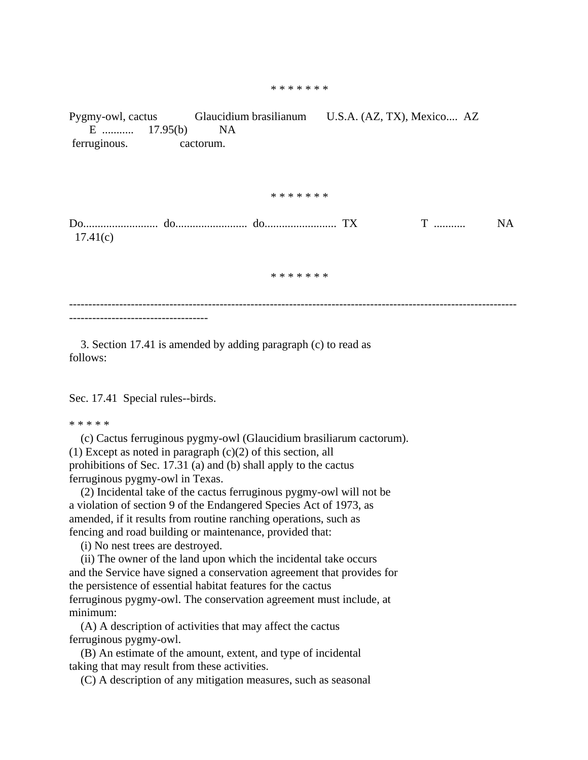\* \* \* \* \* \* \*

| | | | | | | | |
|---|---|---|---|---|---|---|---|
| Pygmy-owl, cactus ferruginous. | Glaucidium brasilianum cactorum. | U.S.A. (AZ, TX), Mexico.... | AZ | E ........... | 17.95(b) | NA | |

\* \* \* \* \* \* \*

| | | | | | | | |
|---|---|---|---|---|---|---|---|
| Do.......................... | do......................... | do......................... | TX | T ........... | | NA | 17.41(c) |

\* \* \* \* \* \* \*

---

3. Section 17.41 is amended by adding paragraph (c) to read as follows:

Sec. 17.41 Special rules--birds.

\* \* \* \* \*

(c) Cactus ferruginous pygmy-owl (Glaucidium brasiliarum cactorum). (1) Except as noted in paragraph (c)(2) of this section, all prohibitions of Sec. 17.31 (a) and (b) shall apply to the cactus ferruginous pygmy-owl in Texas.

(2) Incidental take of the cactus ferruginous pygmy-owl will not be a violation of section 9 of the Endangered Species Act of 1973, as amended, if it results from routine ranching operations, such as fencing and road building or maintenance, provided that:

(i) No nest trees are destroyed.

(ii) The owner of the land upon which the incidental take occurs and the Service have signed a conservation agreement that provides for the persistence of essential habitat features for the cactus ferruginous pygmy-owl. The conservation agreement must include, at minimum:

(A) A description of activities that may affect the cactus ferruginous pygmy-owl.

(B) An estimate of the amount, extent, and type of incidental taking that may result from these activities.

(C) A description of any mitigation measures, such as seasonal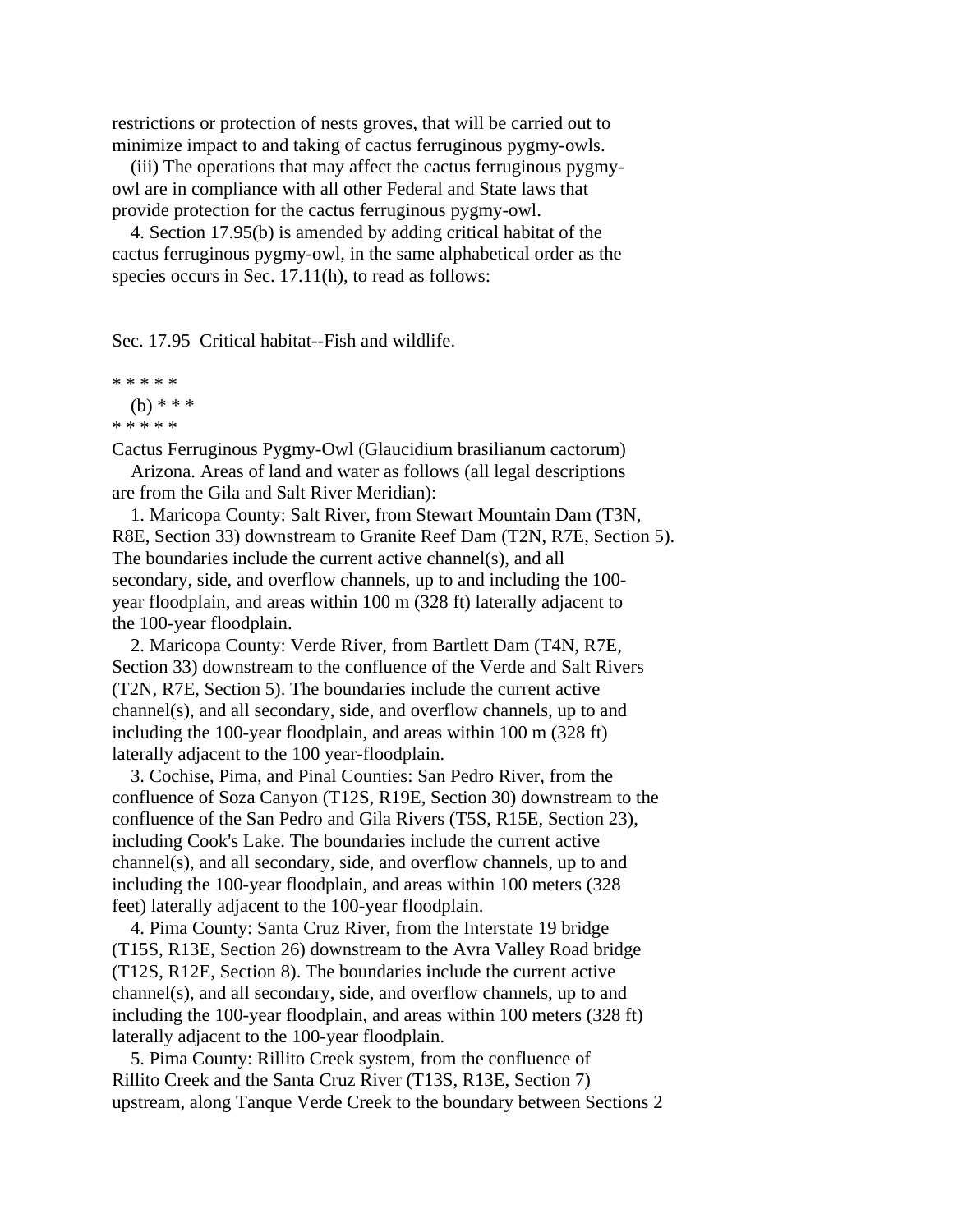restrictions or protection of nests groves, that will be carried out to minimize impact to and taking of cactus ferruginous pygmy-owls.

(iii) The operations that may affect the cactus ferruginous pygmy-owl are in compliance with all other Federal and State laws that provide protection for the cactus ferruginous pygmy-owl.

4. Section 17.95(b) is amended by adding critical habitat of the cactus ferruginous pygmy-owl, in the same alphabetical order as the species occurs in Sec. 17.11(h), to read as follows:

Sec. 17.95 Critical habitat--Fish and wildlife.

* * * * *

(b) * * *

* * * * *

Cactus Ferruginous Pygmy-Owl (Glaucidium brasilianum cactorum)

Arizona. Areas of land and water as follows (all legal descriptions are from the Gila and Salt River Meridian):

1. Maricopa County: Salt River, from Stewart Mountain Dam (T3N, R8E, Section 33) downstream to Granite Reef Dam (T2N, R7E, Section 5). The boundaries include the current active channel(s), and all secondary, side, and overflow channels, up to and including the 100-year floodplain, and areas within 100 m (328 ft) laterally adjacent to the 100-year floodplain.

2. Maricopa County: Verde River, from Bartlett Dam (T4N, R7E, Section 33) downstream to the confluence of the Verde and Salt Rivers (T2N, R7E, Section 5). The boundaries include the current active channel(s), and all secondary, side, and overflow channels, up to and including the 100-year floodplain, and areas within 100 m (328 ft) laterally adjacent to the 100 year-floodplain.

3. Cochise, Pima, and Pinal Counties: San Pedro River, from the confluence of Soza Canyon (T12S, R19E, Section 30) downstream to the confluence of the San Pedro and Gila Rivers (T5S, R15E, Section 23), including Cook's Lake. The boundaries include the current active channel(s), and all secondary, side, and overflow channels, up to and including the 100-year floodplain, and areas within 100 meters (328 feet) laterally adjacent to the 100-year floodplain.

4. Pima County: Santa Cruz River, from the Interstate 19 bridge (T15S, R13E, Section 26) downstream to the Avra Valley Road bridge (T12S, R12E, Section 8). The boundaries include the current active channel(s), and all secondary, side, and overflow channels, up to and including the 100-year floodplain, and areas within 100 meters (328 ft) laterally adjacent to the 100-year floodplain.

5. Pima County: Rillito Creek system, from the confluence of Rillito Creek and the Santa Cruz River (T13S, R13E, Section 7) upstream, along Tanque Verde Creek to the boundary between Sections 2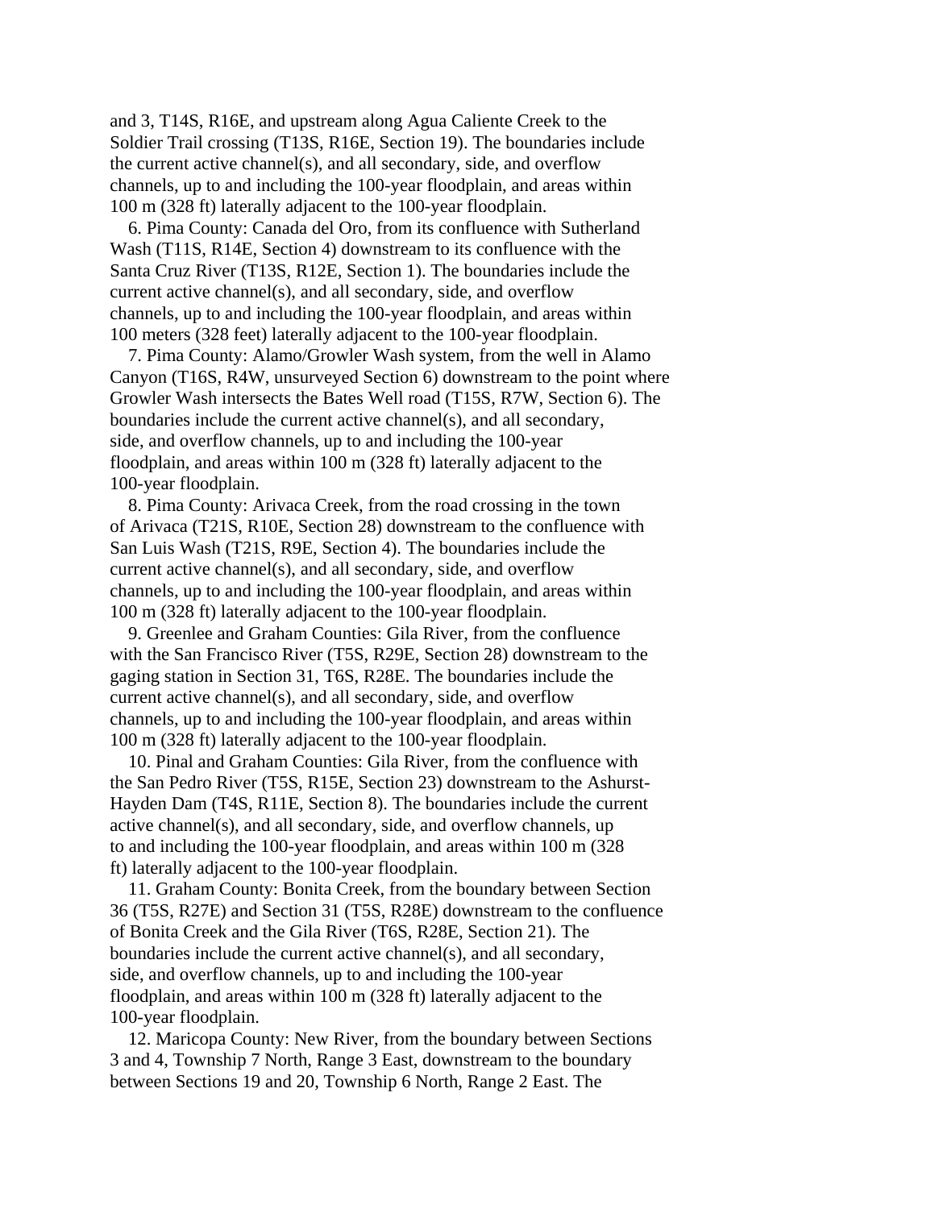and 3, T14S, R16E, and upstream along Agua Caliente Creek to the Soldier Trail crossing (T13S, R16E, Section 19). The boundaries include the current active channel(s), and all secondary, side, and overflow channels, up to and including the 100-year floodplain, and areas within 100 m (328 ft) laterally adjacent to the 100-year floodplain.

6. Pima County: Canada del Oro, from its confluence with Sutherland Wash (T11S, R14E, Section 4) downstream to its confluence with the Santa Cruz River (T13S, R12E, Section 1). The boundaries include the current active channel(s), and all secondary, side, and overflow channels, up to and including the 100-year floodplain, and areas within 100 meters (328 feet) laterally adjacent to the 100-year floodplain.

7. Pima County: Alamo/Growler Wash system, from the well in Alamo Canyon (T16S, R4W, unsurveyed Section 6) downstream to the point where Growler Wash intersects the Bates Well road (T15S, R7W, Section 6). The boundaries include the current active channel(s), and all secondary, side, and overflow channels, up to and including the 100-year floodplain, and areas within 100 m (328 ft) laterally adjacent to the 100-year floodplain.

8. Pima County: Arivaca Creek, from the road crossing in the town of Arivaca (T21S, R10E, Section 28) downstream to the confluence with San Luis Wash (T21S, R9E, Section 4). The boundaries include the current active channel(s), and all secondary, side, and overflow channels, up to and including the 100-year floodplain, and areas within 100 m (328 ft) laterally adjacent to the 100-year floodplain.

9. Greenlee and Graham Counties: Gila River, from the confluence with the San Francisco River (T5S, R29E, Section 28) downstream to the gaging station in Section 31, T6S, R28E. The boundaries include the current active channel(s), and all secondary, side, and overflow channels, up to and including the 100-year floodplain, and areas within 100 m (328 ft) laterally adjacent to the 100-year floodplain.

10. Pinal and Graham Counties: Gila River, from the confluence with the San Pedro River (T5S, R15E, Section 23) downstream to the Ashurst-Hayden Dam (T4S, R11E, Section 8). The boundaries include the current active channel(s), and all secondary, side, and overflow channels, up to and including the 100-year floodplain, and areas within 100 m (328 ft) laterally adjacent to the 100-year floodplain.

11. Graham County: Bonita Creek, from the boundary between Section 36 (T5S, R27E) and Section 31 (T5S, R28E) downstream to the confluence of Bonita Creek and the Gila River (T6S, R28E, Section 21). The boundaries include the current active channel(s), and all secondary, side, and overflow channels, up to and including the 100-year floodplain, and areas within 100 m (328 ft) laterally adjacent to the 100-year floodplain.

12. Maricopa County: New River, from the boundary between Sections 3 and 4, Township 7 North, Range 3 East, downstream to the boundary between Sections 19 and 20, Township 6 North, Range 2 East. The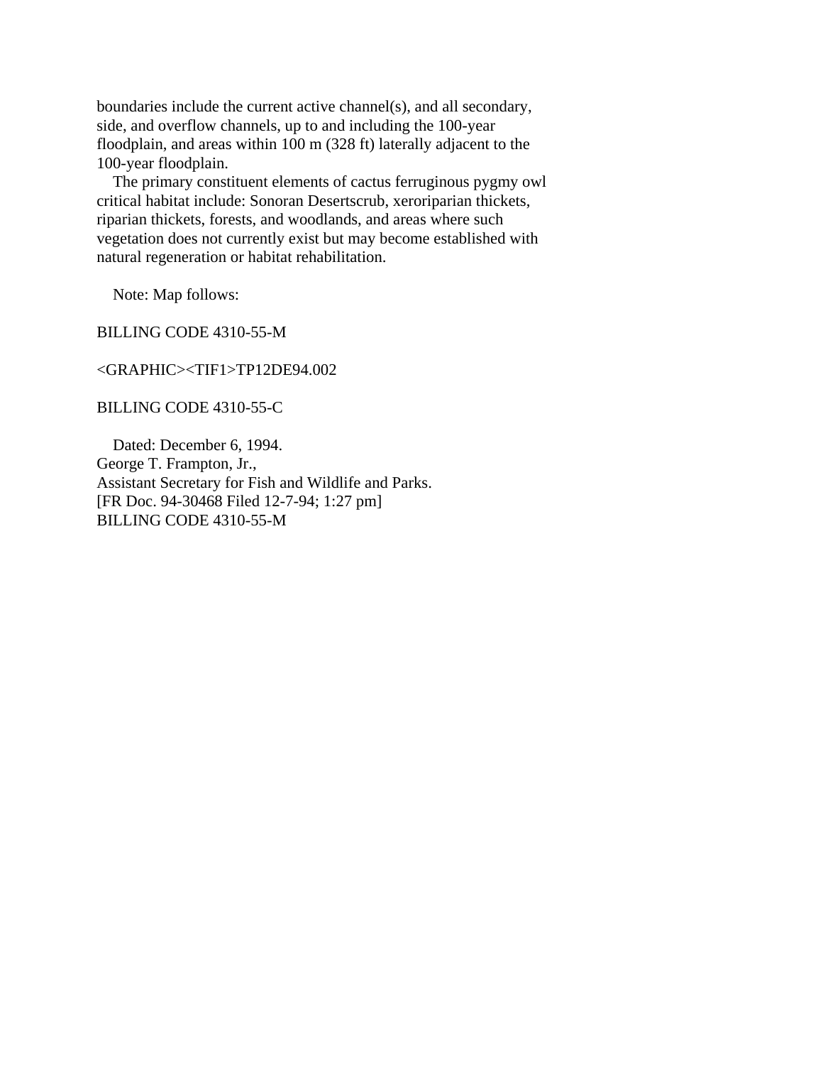boundaries include the current active channel(s), and all secondary, side, and overflow channels, up to and including the 100-year floodplain, and areas within 100 m (328 ft) laterally adjacent to the 100-year floodplain.

The primary constituent elements of cactus ferruginous pygmy owl critical habitat include: Sonoran Desertscrub, xeroriparian thickets, riparian thickets, forests, and woodlands, and areas where such vegetation does not currently exist but may become established with natural regeneration or habitat rehabilitation.

Note: Map follows:

BILLING CODE 4310-55-M

<GRAPHIC><TIF1>TP12DE94.002

BILLING CODE 4310-55-C

Dated: December 6, 1994.
George T. Frampton, Jr.,
Assistant Secretary for Fish and Wildlife and Parks.
[FR Doc. 94-30468 Filed 12-7-94; 1:27 pm]
BILLING CODE 4310-55-M